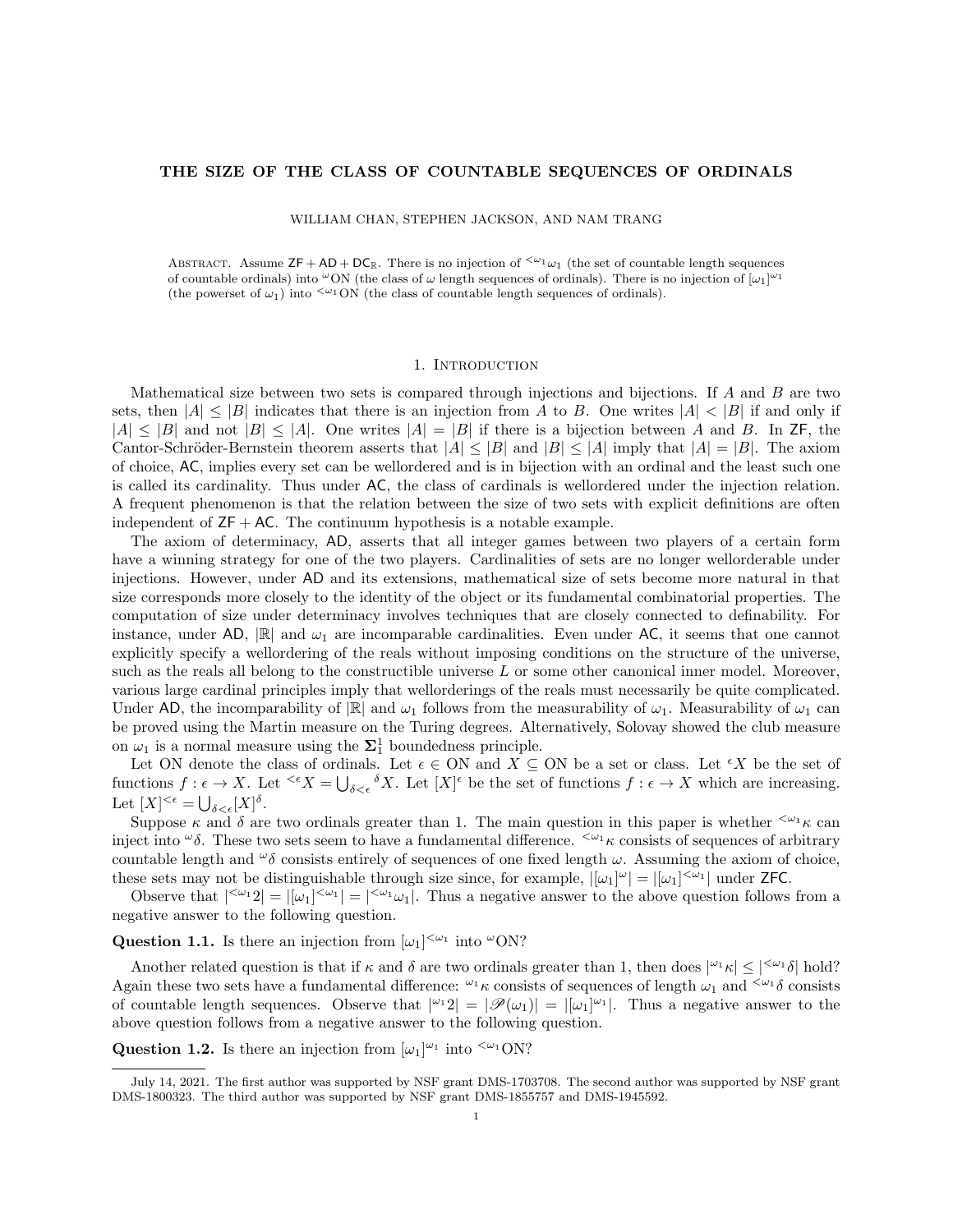# THE SIZE OF THE CLASS OF COUNTABLE SEQUENCES OF ORDINALS

WILLIAM CHAN, STEPHEN JACKSON, AND NAM TRANG

Abstract. Assume $\mathsf{ZF} + \mathsf{AD} + \mathsf{DC}_{\mathbb{R}}$. There is no injection of ${}^{<\omega_1}\omega_1$ (the set of countable length sequences of countable ordinals) into ${}^{\omega}\mathrm{ON}$ (the class of $\omega$ length sequences of ordinals). There is no injection of $[\omega_1]^{\omega_1}$ (the powerset of $\omega_1$) into ${}^{<\omega_1}\mathrm{ON}$ (the class of countable length sequences of ordinals).

## 1. Introduction

Mathematical size between two sets is compared through injections and bijections. If $A$ and $B$ are two sets, then $|A| \leq |B|$ indicates that there is an injection from $A$ to $B$. One writes $|A| < |B|$ if and only if $|A| \leq |B|$ and not $|B| \leq |A|$. One writes $|A| = |B|$ if there is a bijection between $A$ and $B$. In $\mathsf{ZF}$, the Cantor-Schröder-Bernstein theorem asserts that $|A| \leq |B|$ and $|B| \leq |A|$ imply that $|A| = |B|$. The axiom of choice, $\mathsf{AC}$, implies every set can be wellordered and is in bijection with an ordinal and the least such one is called its cardinality. Thus under $\mathsf{AC}$, the class of cardinals is wellordered under the injection relation. A frequent phenomenon is that the relation between the size of two sets with explicit definitions are often independent of $\mathsf{ZF} + \mathsf{AC}$. The continuum hypothesis is a notable example.

The axiom of determinacy, $\mathsf{AD}$, asserts that all integer games between two players of a certain form have a winning strategy for one of the two players. Cardinalities of sets are no longer wellorderable under injections. However, under $\mathsf{AD}$ and its extensions, mathematical size of sets become more natural in that size corresponds more closely to the identity of the object or its fundamental combinatorial properties. The computation of size under determinacy involves techniques that are closely connected to definability. For instance, under $\mathsf{AD}$, $|\mathbb{R}|$ and $\omega_1$ are incomparable cardinalities. Even under $\mathsf{AC}$, it seems that one cannot explicitly specify a wellordering of the reals without imposing conditions on the structure of the universe, such as the reals all belong to the constructible universe $L$ or some other canonical inner model. Moreover, various large cardinal principles imply that wellorderings of the reals must necessarily be quite complicated. Under $\mathsf{AD}$, the incomparability of $|\mathbb{R}|$ and $\omega_1$ follows from the measurability of $\omega_1$. Measurability of $\omega_1$ can be proved using the Martin measure on the Turing degrees. Alternatively, Solovay showed the club measure on $\omega_1$ is a normal measure using the $\mathbf{\Sigma}^1_1$ boundedness principle.

Let $\mathrm{ON}$ denote the class of ordinals. Let $\epsilon \in \mathrm{ON}$ and $X \subseteq \mathrm{ON}$ be a set or class. Let ${}^{\epsilon}X$ be the set of functions $f : \epsilon \to X$. Let ${}^{<\epsilon}X = \bigcup_{\delta < \epsilon} {}^{\delta}X$. Let $[X]^{\epsilon}$ be the set of functions $f : \epsilon \to X$ which are increasing. Let $[X]^{<\epsilon} = \bigcup_{\delta<\epsilon}[X]^{\delta}$.

Suppose $\kappa$ and $\delta$ are two ordinals greater than 1. The main question in this paper is whether ${}^{<\omega_1}\kappa$ can inject into ${}^{\omega}\delta$. These two sets seem to have a fundamental difference. ${}^{<\omega_1}\kappa$ consists of sequences of arbitrary countable length and ${}^{\omega}\delta$ consists entirely of sequences of one fixed length $\omega$. Assuming the axiom of choice, these sets may not be distinguishable through size since, for example, $|[\omega_1]^{\omega}| = |[\omega_1]^{<\omega_1}|$ under $\mathsf{ZFC}$.

Observe that $|{}^{<\omega_1}2| = |[\omega_1]^{<\omega_1}| = |{}^{<\omega_1}\omega_1|$. Thus a negative answer to the above question follows from a negative answer to the following question.

**Question 1.1.** Is there an injection from $[\omega_1]^{<\omega_1}$ into ${}^{\omega}\mathrm{ON}$?

Another related question is that if $\kappa$ and $\delta$ are two ordinals greater than 1, then does $|{}^{\omega_1}\kappa| \leq |{}^{<\omega_1}\delta|$ hold? Again these two sets have a fundamental difference: ${}^{\omega_1}\kappa$ consists of sequences of length $\omega_1$ and ${}^{<\omega_1}\delta$ consists of countable length sequences. Observe that $|{}^{\omega_1}2| = |\mathscr{P}(\omega_1)| = |[\omega_1]^{\omega_1}|$. Thus a negative answer to the above question follows from a negative answer to the following question.

**Question 1.2.** Is there an injection from $[\omega_1]^{\omega_1}$ into ${}^{<\omega_1}\mathrm{ON}$?

July 14, 2021. The first author was supported by NSF grant DMS-1703708. The second author was supported by NSF grant DMS-1800323. The third author was supported by NSF grant DMS-1855757 and DMS-1945592.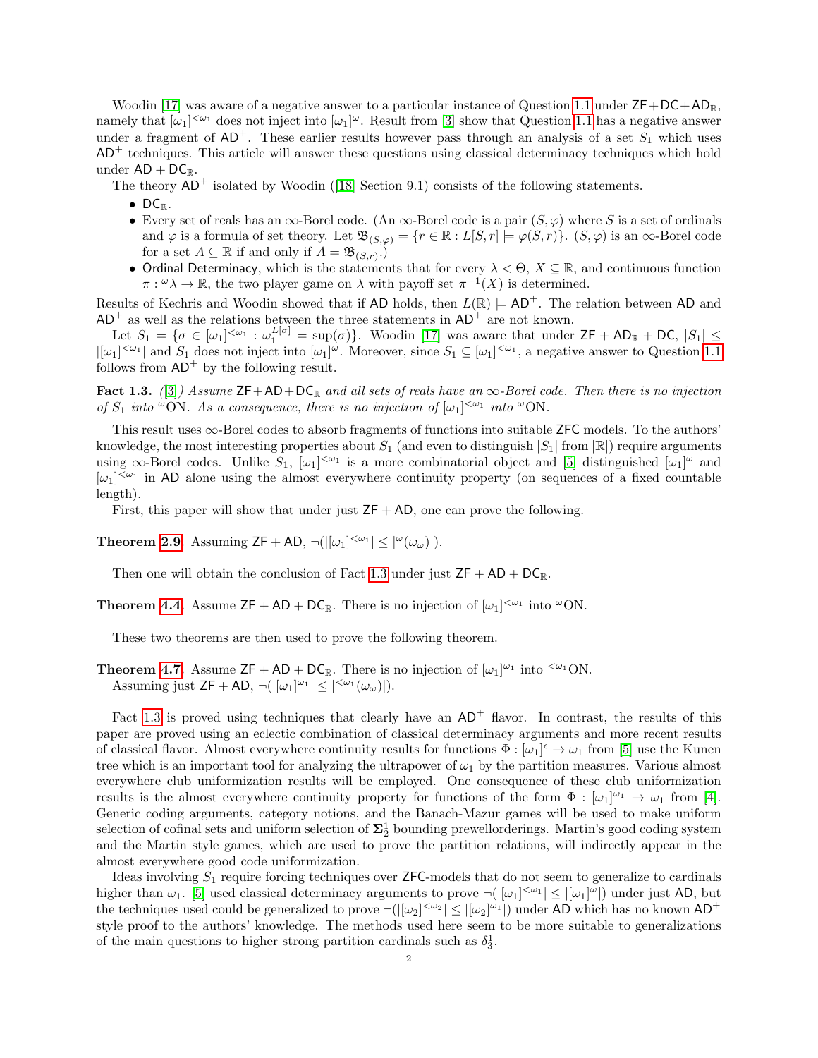Woodin [17] was aware of a negative answer to a particular instance of Question 1.1 under $\mathsf{ZF}+\mathsf{DC}+\mathsf{AD}_{\mathbb{R}}$, namely that $[\omega_1]^{<\omega_1}$ does not inject into $[\omega_1]^\omega$. Result from [3] show that Question 1.1 has a negative answer under a fragment of $\mathsf{AD}^+$. These earlier results however pass through an analysis of a set $S_1$ which uses $\mathsf{AD}^+$ techniques. This article will answer these questions using classical determinacy techniques which hold under $\mathsf{AD}+\mathsf{DC}_{\mathbb{R}}$.

The theory $\mathsf{AD}^+$ isolated by Woodin ([18] Section 9.1) consists of the following statements.

- $\mathsf{DC}_{\mathbb{R}}$.
- Every set of reals has an $\infty$-Borel code. (An $\infty$-Borel code is a pair $(S,\varphi)$ where $S$ is a set of ordinals and $\varphi$ is a formula of set theory. Let $\mathfrak{B}_{(S,\varphi)} = \{r \in \mathbb{R} : L[S,r] \models \varphi(S,r)\}$. $(S,\varphi)$ is an $\infty$-Borel code for a set $A \subseteq \mathbb{R}$ if and only if $A = \mathfrak{B}_{(S,r)}$.)
- $\mathsf{Ordinal\ Determinacy}$, which is the statements that for every $\lambda < \Theta$, $X \subseteq \mathbb{R}$, and continuous function $\pi : {}^\omega\lambda \to \mathbb{R}$, the two player game on $\lambda$ with payoff set $\pi^{-1}(X)$ is determined.

Results of Kechris and Woodin showed that if $\mathsf{AD}$ holds, then $L(\mathbb{R}) \models \mathsf{AD}^+$. The relation between $\mathsf{AD}$ and $\mathsf{AD}^+$ as well as the relations between the three statements in $\mathsf{AD}^+$ are not known.

Let $S_1 = \{\sigma \in [\omega_1]^{<\omega_1} : \omega_1^{L[\sigma]} = \sup(\sigma)\}$. Woodin [17] was aware that under $\mathsf{ZF}+\mathsf{AD}_{\mathbb{R}}+\mathsf{DC}$, $|S_1| \leq |[\omega_1]^{<\omega_1}|$ and $S_1$ does not inject into $[\omega_1]^\omega$. Moreover, since $S_1 \subseteq [\omega_1]^{<\omega_1}$, a negative answer to Question 1.1 follows from $\mathsf{AD}^+$ by the following result.

**Fact 1.3.** *([3]) Assume $\mathsf{ZF}+\mathsf{AD}+\mathsf{DC}_{\mathbb{R}}$ and all sets of reals have an $\infty$-Borel code. Then there is no injection of $S_1$ into ${}^\omega\mathrm{ON}$. As a consequence, there is no injection of $[\omega_1]^{<\omega_1}$ into ${}^\omega\mathrm{ON}$.*

This result uses $\infty$-Borel codes to absorb fragments of functions into suitable $\mathsf{ZFC}$ models. To the authors' knowledge, the most interesting properties about $S_1$ (and even to distinguish $|S_1|$ from $|\mathbb{R}|$) require arguments using $\infty$-Borel codes. Unlike $S_1$, $[\omega_1]^{<\omega_1}$ is a more combinatorial object and [5] distinguished $[\omega_1]^\omega$ and $[\omega_1]^{<\omega_1}$ in $\mathsf{AD}$ alone using the almost everywhere continuity property (on sequences of a fixed countable length).

First, this paper will show that under just $\mathsf{ZF}+\mathsf{AD}$, one can prove the following.

**Theorem 2.9.** Assuming $\mathsf{ZF}+\mathsf{AD}$, $\neg(|[\omega_1]^{<\omega_1}| \leq |{}^\omega(\omega_\omega)|)$.

Then one will obtain the conclusion of Fact 1.3 under just $\mathsf{ZF}+\mathsf{AD}+\mathsf{DC}_{\mathbb{R}}$.

**Theorem 4.4.** Assume $\mathsf{ZF}+\mathsf{AD}+\mathsf{DC}_{\mathbb{R}}$. There is no injection of $[\omega_1]^{<\omega_1}$ into ${}^\omega\mathrm{ON}$.

These two theorems are then used to prove the following theorem.

**Theorem 4.7.** Assume $\mathsf{ZF}+\mathsf{AD}+\mathsf{DC}_{\mathbb{R}}$. There is no injection of $[\omega_1]^{\omega_1}$ into ${}^{<\omega_1}\mathrm{ON}$.
Assuming just $\mathsf{ZF}+\mathsf{AD}$, $\neg(|[\omega_1]^{\omega_1}| \leq |{}^{<\omega_1}(\omega_\omega)|)$.

Fact 1.3 is proved using techniques that clearly have an $\mathsf{AD}^+$ flavor. In contrast, the results of this paper are proved using an eclectic combination of classical determinacy arguments and more recent results of classical flavor. Almost everywhere continuity results for functions $\Phi : [\omega_1]^\epsilon \to \omega_1$ from [5] use the Kunen tree which is an important tool for analyzing the ultrapower of $\omega_1$ by the partition measures. Various almost everywhere club uniformization results will be employed. One consequence of these club uniformization results is the almost everywhere continuity property for functions of the form $\Phi : [\omega_1]^{\omega_1} \to \omega_1$ from [4]. Generic coding arguments, category notions, and the Banach-Mazur games will be used to make uniform selection of cofinal sets and uniform selection of $\mathbf{\Sigma}^1_2$ bounding prewellorderings. Martin's good coding system and the Martin style games, which are used to prove the partition relations, will indirectly appear in the almost everywhere good code uniformization.

Ideas involving $S_1$ require forcing techniques over $\mathsf{ZFC}$-models that do not seem to generalize to cardinals higher than $\omega_1$. [5] used classical determinacy arguments to prove $\neg(|[\omega_1]^{<\omega_1}| \leq |[\omega_1]^\omega|)$ under just $\mathsf{AD}$, but the techniques used could be generalized to prove $\neg(|[\omega_2]^{<\omega_2}| \leq |[\omega_2]^{\omega_1}|)$ under $\mathsf{AD}$ which has no known $\mathsf{AD}^+$ style proof to the authors' knowledge. The methods used here seem to be more suitable to generalizations of the main questions to higher strong partition cardinals such as $\delta^1_3$.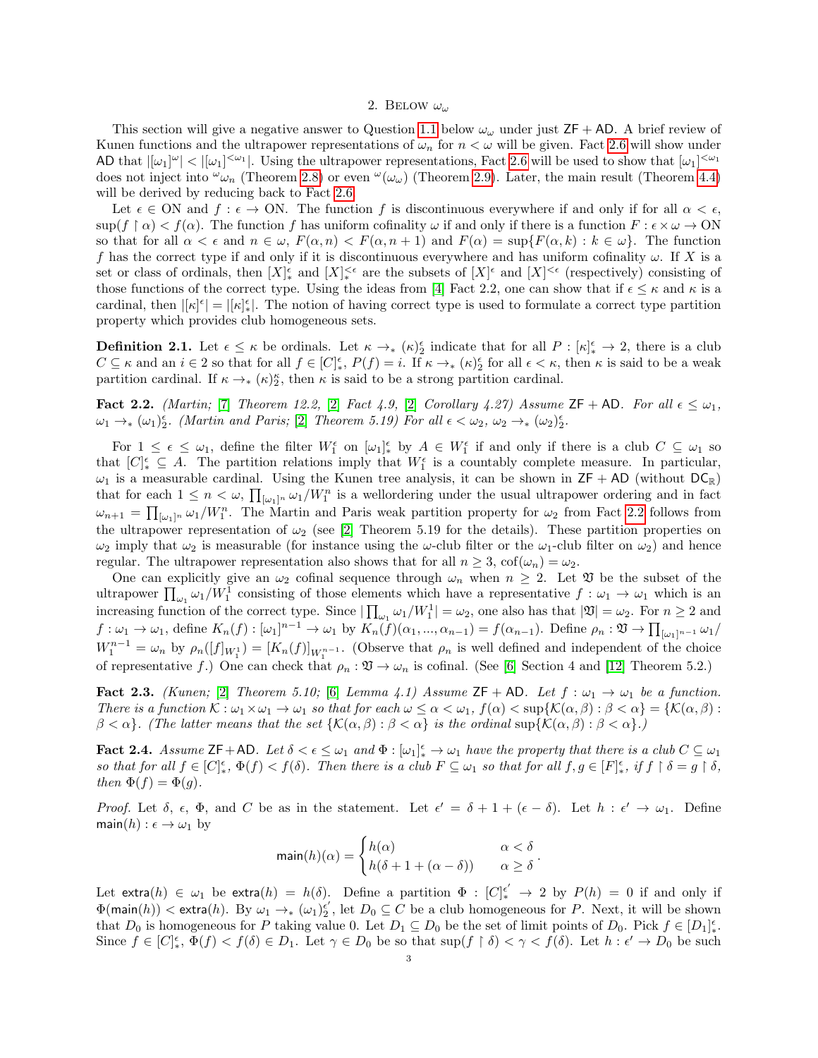## 2. Below $\omega_\omega$

This section will give a negative answer to Question 1.1 below $\omega_\omega$ under just $\mathsf{ZF} + \mathsf{AD}$. A brief review of Kunen functions and the ultrapower representations of $\omega_n$ for $n < \omega$ will be given. Fact 2.6 will show under $\mathsf{AD}$ that $|[\omega_1]^\omega| < |[\omega_1]^{<\omega_1}|$. Using the ultrapower representations, Fact 2.6 will be used to show that $[\omega_1]^{<\omega_1}$ does not inject into ${}^\omega\omega_n$ (Theorem 2.8) or even ${}^\omega(\omega_\omega)$ (Theorem 2.9). Later, the main result (Theorem 4.4) will be derived by reducing back to Fact 2.6.

Let $\epsilon \in \mathrm{ON}$ and $f : \epsilon \to \mathrm{ON}$. The function $f$ is discontinuous everywhere if and only if for all $\alpha < \epsilon$, $\sup(f \upharpoonright \alpha) < f(\alpha)$. The function $f$ has uniform cofinality $\omega$ if and only if there is a function $F : \epsilon \times \omega \to \mathrm{ON}$ so that for all $\alpha < \epsilon$ and $n \in \omega$, $F(\alpha, n) < F(\alpha, n+1)$ and $F(\alpha) = \sup\{F(\alpha, k) : k \in \omega\}$. The function $f$ has the correct type if and only if it is discontinuous everywhere and has uniform cofinality $\omega$. If $X$ is a set or class of ordinals, then $[X]^\epsilon_*$ and $[X]^{<\epsilon}_*$ are the subsets of $[X]^\epsilon$ and $[X]^{<\epsilon}$ (respectively) consisting of those functions of the correct type. Using the ideas from [4] Fact 2.2, one can show that if $\epsilon \leq \kappa$ and $\kappa$ is a cardinal, then $|[\kappa]^\epsilon| = |[\kappa]^\epsilon_*|$. The notion of having correct type is used to formulate a correct type partition property which provides club homogeneous sets.

**Definition 2.1.** Let $\epsilon \leq \kappa$ be ordinals. Let $\kappa \to_* (\kappa)^\epsilon_2$ indicate that for all $P : [\kappa]^\epsilon_* \to 2$, there is a club $C \subseteq \kappa$ and an $i \in 2$ so that for all $f \in [C]^\epsilon_*$, $P(f) = i$. If $\kappa \to_* (\kappa)^\epsilon_2$ for all $\epsilon < \kappa$, then $\kappa$ is said to be a weak partition cardinal. If $\kappa \to_* (\kappa)^\kappa_2$, then $\kappa$ is said to be a strong partition cardinal.

**Fact 2.2.** *(Martin; [7] Theorem 12.2, [2] Fact 4.9, [2] Corollary 4.27) Assume $\mathsf{ZF} + \mathsf{AD}$. For all $\epsilon \leq \omega_1$, $\omega_1 \to_* (\omega_1)^\epsilon_2$. (Martin and Paris; [2] Theorem 5.19) For all $\epsilon < \omega_2$, $\omega_2 \to_* (\omega_2)^\epsilon_2$.*

For $1 \leq \epsilon \leq \omega_1$, define the filter $W^\epsilon_1$ on $[\omega_1]^\epsilon_*$ by $A \in W^\epsilon_1$ if and only if there is a club $C \subseteq \omega_1$ so that $[C]^\epsilon_* \subseteq A$. The partition relations imply that $W^\epsilon_1$ is a countably complete measure. In particular, $\omega_1$ is a measurable cardinal. Using the Kunen tree analysis, it can be shown in $\mathsf{ZF} + \mathsf{AD}$ (without $\mathsf{DC}_\mathbb{R}$) that for each $1 \leq n < \omega$, $\prod_{[\omega_1]^n} \omega_1 / W^n_1$ is a wellordering under the usual ultrapower ordering and in fact $\omega_{n+1} = \prod_{[\omega_1]^n} \omega_1 / W^n_1$. The Martin and Paris weak partition property for $\omega_2$ from Fact 2.2 follows from the ultrapower representation of $\omega_2$ (see [2] Theorem 5.19 for the details). These partition properties on $\omega_2$ imply that $\omega_2$ is measurable (for instance using the $\omega$-club filter or the $\omega_1$-club filter on $\omega_2$) and hence regular. The ultrapower representation also shows that for all $n \geq 3$, $\mathrm{cof}(\omega_n) = \omega_2$.

One can explicitly give an $\omega_2$ cofinal sequence through $\omega_n$ when $n \geq 2$. Let $\mathfrak{V}$ be the subset of the ultrapower $\prod_{\omega_1} \omega_1 / W^1_1$ consisting of those elements which have a representative $f : \omega_1 \to \omega_1$ which is an increasing function of the correct type. Since $|\prod_{\omega_1} \omega_1 / W^1_1| = \omega_2$, one also has that $|\mathfrak{V}| = \omega_2$. For $n \geq 2$ and $f : \omega_1 \to \omega_1$, define $K_n(f) : [\omega_1]^{n-1} \to \omega_1$ by $K_n(f)(\alpha_1, ..., \alpha_{n-1}) = f(\alpha_{n-1})$. Define $\rho_n : \mathfrak{V} \to \prod_{[\omega_1]^{n-1}} \omega_1 / W^{n-1}_1 = \omega_n$ by $\rho_n([f]_{W^1_1}) = [K_n(f)]_{W^{n-1}_1}$. (Observe that $\rho_n$ is well defined and independent of the choice of representative $f$.) One can check that $\rho_n : \mathfrak{V} \to \omega_n$ is cofinal. (See [6] Section 4 and [12] Theorem 5.2.)

**Fact 2.3.** *(Kunen; [2] Theorem 5.10; [6] Lemma 4.1) Assume $\mathsf{ZF} + \mathsf{AD}$. Let $f : \omega_1 \to \omega_1$ be a function. There is a function $\mathcal{K} : \omega_1 \times \omega_1 \to \omega_1$ so that for each $\omega \leq \alpha < \omega_1$, $f(\alpha) < \sup\{\mathcal{K}(\alpha, \beta) : \beta < \alpha\} = \{\mathcal{K}(\alpha, \beta) : \beta < \alpha\}$. (The latter means that the set $\{\mathcal{K}(\alpha, \beta) : \beta < \alpha\}$ is the ordinal $\sup\{\mathcal{K}(\alpha, \beta) : \beta < \alpha\}$.)*

**Fact 2.4.** *Assume $\mathsf{ZF} + \mathsf{AD}$. Let $\delta < \epsilon \leq \omega_1$ and $\Phi : [\omega_1]^\epsilon_* \to \omega_1$ have the property that there is a club $C \subseteq \omega_1$ so that for all $f \in [C]^\epsilon_*$, $\Phi(f) < f(\delta)$. Then there is a club $F \subseteq \omega_1$ so that for all $f, g \in [F]^\epsilon_*$, if $f \upharpoonright \delta = g \upharpoonright \delta$, then $\Phi(f) = \Phi(g)$.*

*Proof.* Let $\delta$, $\epsilon$, $\Phi$, and $C$ be as in the statement. Let $\epsilon' = \delta + 1 + (\epsilon - \delta)$. Let $h : \epsilon' \to \omega_1$. Define $\mathsf{main}(h) : \epsilon \to \omega_1$ by

$$\mathsf{main}(h)(\alpha) = \begin{cases} h(\alpha) & \alpha < \delta \\ h(\delta + 1 + (\alpha - \delta)) & \alpha \geq \delta \end{cases}.$$

Let $\mathsf{extra}(h) \in \omega_1$ be $\mathsf{extra}(h) = h(\delta)$. Define a partition $\Phi : [C]^{\epsilon'}_* \to 2$ by $P(h) = 0$ if and only if $\Phi(\mathsf{main}(h)) < \mathsf{extra}(h)$. By $\omega_1 \to_* (\omega_1)^{\epsilon'}_2$, let $D_0 \subseteq C$ be a club homogeneous for $P$. Next, it will be shown that $D_0$ is homogeneous for $P$ taking value 0. Let $D_1 \subseteq D_0$ be the set of limit points of $D_0$. Pick $f \in [D_1]^\epsilon_*$. Since $f \in [C]^\epsilon_*$, $\Phi(f) < f(\delta) \in D_1$. Let $\gamma \in D_0$ be so that $\sup(f \upharpoonright \delta) < \gamma < f(\delta)$. Let $h : \epsilon' \to D_0$ be such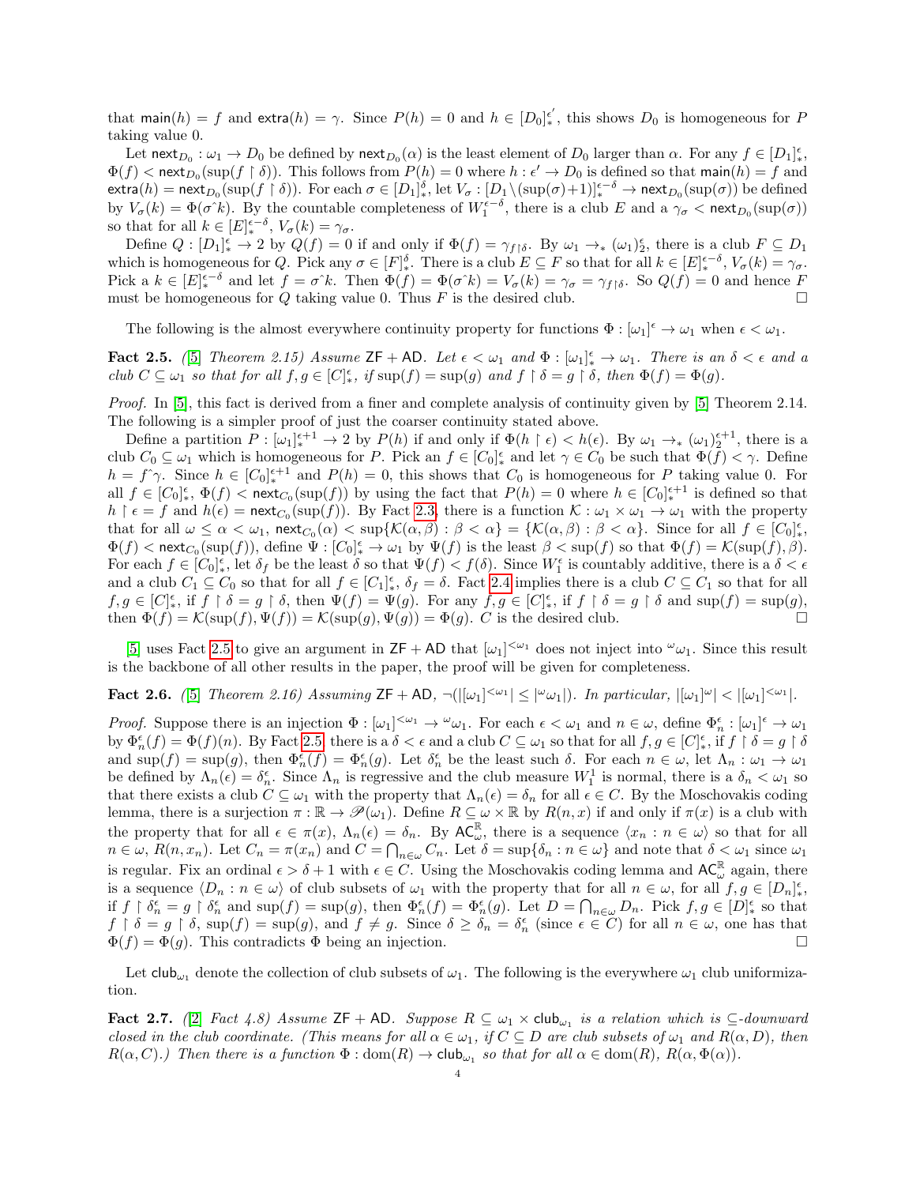that $\mathsf{main}(h) = f$ and $\mathsf{extra}(h) = \gamma$. Since $P(h) = 0$ and $h \in [D_0]^{\epsilon'}_*$, this shows $D_0$ is homogeneous for $P$ taking value 0.

Let $\mathsf{next}_{D_0} : \omega_1 \to D_0$ be defined by $\mathsf{next}_{D_0}(\alpha)$ is the least element of $D_0$ larger than $\alpha$. For any $f \in [D_1]^\epsilon_*$, $\Phi(f) < \mathsf{next}_{D_0}(\sup(f \restriction \delta))$. This follows from $P(h) = 0$ where $h : \epsilon' \to D_0$ is defined so that $\mathsf{main}(h) = f$ and $\mathsf{extra}(h) = \mathsf{next}_{D_0}(\sup(f \restriction \delta))$. For each $\sigma \in [D_1]^\delta_*$, let $V_\sigma : [D_1 \setminus (\sup(\sigma)+1)]^{\epsilon-\delta}_* \to \mathsf{next}_{D_0}(\sup(\sigma))$ be defined by $V_\sigma(k) = \Phi(\sigma\hat{\ }k)$. By the countable completeness of $W_1^{\epsilon-\delta}$, there is a club $E$ and a $\gamma_\sigma < \mathsf{next}_{D_0}(\sup(\sigma))$ so that for all $k \in [E]^{\epsilon-\delta}_*$, $V_\sigma(k) = \gamma_\sigma$.

Define $Q : [D_1]^\epsilon_* \to 2$ by $Q(f) = 0$ if and only if $\Phi(f) = \gamma_{f\restriction\delta}$. By $\omega_1 \to_* (\omega_1)^\epsilon_2$, there is a club $F \subseteq D_1$ which is homogeneous for $Q$. Pick any $\sigma \in [F]^\delta_*$. There is a club $E \subseteq F$ so that for all $k \in [E]^{\epsilon-\delta}_*$, $V_\sigma(k) = \gamma_\sigma$. Pick a $k \in [E]^{\epsilon-\delta}_*$ and let $f = \sigma\hat{\ }k$. Then $\Phi(f) = \Phi(\sigma\hat{\ }k) = V_\sigma(k) = \gamma_\sigma = \gamma_{f\restriction\delta}$. So $Q(f) = 0$ and hence $F$ must be homogeneous for $Q$ taking value 0. Thus $F$ is the desired club. □

The following is the almost everywhere continuity property for functions $\Phi : [\omega_1]^\epsilon \to \omega_1$ when $\epsilon < \omega_1$.

**Fact 2.5.** *([5] Theorem 2.15) Assume* $\mathsf{ZF} + \mathsf{AD}$. *Let* $\epsilon < \omega_1$ *and* $\Phi : [\omega_1]^\epsilon_* \to \omega_1$. *There is an* $\delta < \epsilon$ *and a club* $C \subseteq \omega_1$ *so that for all* $f, g \in [C]^\epsilon_*$, *if* $\sup(f) = \sup(g)$ *and* $f \restriction \delta = g \restriction \delta$, *then* $\Phi(f) = \Phi(g)$.

*Proof.* In [5], this fact is derived from a finer and complete analysis of continuity given by [5] Theorem 2.14. The following is a simpler proof of just the coarser continuity stated above.

Define a partition $P : [\omega_1]^{\epsilon+1}_* \to 2$ by $P(h)$ if and only if $\Phi(h \restriction \epsilon) < h(\epsilon)$. By $\omega_1 \to_* (\omega_1)^{\epsilon+1}_2$, there is a club $C_0 \subseteq \omega_1$ which is homogeneous for $P$. Pick an $f \in [C_0]^\epsilon_*$ and let $\gamma \in C_0$ be such that $\Phi(f) < \gamma$. Define $h = f\hat{\ }\gamma$. Since $h \in [C_0]^{\epsilon+1}_*$ and $P(h) = 0$, this shows that $C_0$ is homogeneous for $P$ taking value 0. For all $f \in [C_0]^\epsilon_*$, $\Phi(f) < \mathsf{next}_{C_0}(\sup(f))$ by using the fact that $P(h) = 0$ where $h \in [C_0]^{\epsilon+1}_*$ is defined so that $h \restriction \epsilon = f$ and $h(\epsilon) = \mathsf{next}_{C_0}(\sup(f))$. By Fact 2.3, there is a function $\mathcal{K} : \omega_1 \times \omega_1 \to \omega_1$ with the property that for all $\omega \leq \alpha < \omega_1$, $\mathsf{next}_{C_0}(\alpha) < \sup\{\mathcal{K}(\alpha, \beta) : \beta < \alpha\} = \{\mathcal{K}(\alpha, \beta) : \beta < \alpha\}$. Since for all $f \in [C_0]^\epsilon_*$, $\Phi(f) < \mathsf{next}_{C_0}(\sup(f))$, define $\Psi : [C_0]^\epsilon_* \to \omega_1$ by $\Psi(f)$ is the least $\beta < \sup(f)$ so that $\Phi(f) = \mathcal{K}(\sup(f), \beta)$. For each $f \in [C_0]^\epsilon_*$, let $\delta_f$ be the least $\delta$ so that $\Psi(f) < f(\delta)$. Since $W_1^\epsilon$ is countably additive, there is a $\delta < \epsilon$ and a club $C_1 \subseteq C_0$ so that for all $f \in [C_1]^\epsilon_*$, $\delta_f = \delta$. Fact 2.4 implies there is a club $C \subseteq C_1$ so that for all $f, g \in [C]^\epsilon_*$, if $f \restriction \delta = g \restriction \delta$, then $\Psi(f) = \Psi(g)$. For any $f, g \in [C]^\epsilon_*$, if $f \restriction \delta = g \restriction \delta$ and $\sup(f) = \sup(g)$, then $\Phi(f) = \mathcal{K}(\sup(f), \Psi(f)) = \mathcal{K}(\sup(g), \Psi(g)) = \Phi(g)$. $C$ is the desired club. □

[5] uses Fact 2.5 to give an argument in $\mathsf{ZF} + \mathsf{AD}$ that $[\omega_1]^{<\omega_1}$ does not inject into ${}^\omega\omega_1$. Since this result is the backbone of all other results in the paper, the proof will be given for completeness.

**Fact 2.6.** *([5] Theorem 2.16) Assuming* $\mathsf{ZF} + \mathsf{AD}$, $\neg(|[\omega_1]^{<\omega_1}| \leq |{}^\omega\omega_1|)$. *In particular,* $|[\omega_1]^\omega| < |[\omega_1]^{<\omega_1}|$.

*Proof.* Suppose there is an injection $\Phi : [\omega_1]^{<\omega_1} \to {}^\omega\omega_1$. For each $\epsilon < \omega_1$ and $n \in \omega$, define $\Phi^\epsilon_n : [\omega_1]^\epsilon \to \omega_1$ by $\Phi^\epsilon_n(f) = \Phi(f)(n)$. By Fact 2.5, there is a $\delta < \epsilon$ and a club $C \subseteq \omega_1$ so that for all $f, g \in [C]^\epsilon_*$, if $f \restriction \delta = g \restriction \delta$ and $\sup(f) = \sup(g)$, then $\Phi^\epsilon_n(f) = \Phi^\epsilon_n(g)$. Let $\delta^\epsilon_n$ be the least such $\delta$. For each $n \in \omega$, let $\Lambda_n : \omega_1 \to \omega_1$ be defined by $\Lambda_n(\epsilon) = \delta^\epsilon_n$. Since $\Lambda_n$ is regressive and the club measure $W_1^1$ is normal, there is a $\delta_n < \omega_1$ so that there exists a club $C \subseteq \omega_1$ with the property that $\Lambda_n(\epsilon) = \delta_n$ for all $\epsilon \in C$. By the Moschovakis coding lemma, there is a surjection $\pi : \mathbb{R} \to \mathscr{P}(\omega_1)$. Define $R \subseteq \omega \times \mathbb{R}$ by $R(n, x)$ if and only if $\pi(x)$ is a club with the property that for all $\epsilon \in \pi(x)$, $\Lambda_n(\epsilon) = \delta_n$. By $\mathsf{AC}^\mathbb{R}_\omega$, there is a sequence $\langle x_n : n \in \omega\rangle$ so that for all $n \in \omega$, $R(n, x_n)$. Let $C_n = \pi(x_n)$ and $C = \bigcap_{n\in\omega} C_n$. Let $\delta = \sup\{\delta_n : n \in \omega\}$ and note that $\delta < \omega_1$ since $\omega_1$ is regular. Fix an ordinal $\epsilon > \delta + 1$ with $\epsilon \in C$. Using the Moschovakis coding lemma and $\mathsf{AC}^\mathbb{R}_\omega$ again, there is a sequence $\langle D_n : n \in \omega\rangle$ of club subsets of $\omega_1$ with the property that for all $n \in \omega$, for all $f, g \in [D_n]^\epsilon_*$, if $f \restriction \delta^\epsilon_n = g \restriction \delta^\epsilon_n$ and $\sup(f) = \sup(g)$, then $\Phi^\epsilon_n(f) = \Phi^\epsilon_n(g)$. Let $D = \bigcap_{n\in\omega} D_n$. Pick $f, g \in [D]^\epsilon_*$ so that $f \restriction \delta = g \restriction \delta$, $\sup(f) = \sup(g)$, and $f \neq g$. Since $\delta \geq \delta_n = \delta^\epsilon_n$ (since $\epsilon \in C$) for all $n \in \omega$, one has that $\Phi(f) = \Phi(g)$. This contradicts $\Phi$ being an injection. □

Let $\mathsf{club}_{\omega_1}$ denote the collection of club subsets of $\omega_1$. The following is the everywhere $\omega_1$ club uniformization.

**Fact 2.7.** *([2] Fact 4.8) Assume* $\mathsf{ZF} + \mathsf{AD}$. *Suppose* $R \subseteq \omega_1 \times \mathsf{club}_{\omega_1}$ *is a relation which is* $\subseteq$*-downward closed in the club coordinate. (This means for all* $\alpha \in \omega_1$, *if* $C \subseteq D$ *are club subsets of* $\omega_1$ *and* $R(\alpha, D)$, *then* $R(\alpha, C)$.*) Then there is a function* $\Phi : \mathrm{dom}(R) \to \mathsf{club}_{\omega_1}$ *so that for all* $\alpha \in \mathrm{dom}(R)$, $R(\alpha, \Phi(\alpha))$.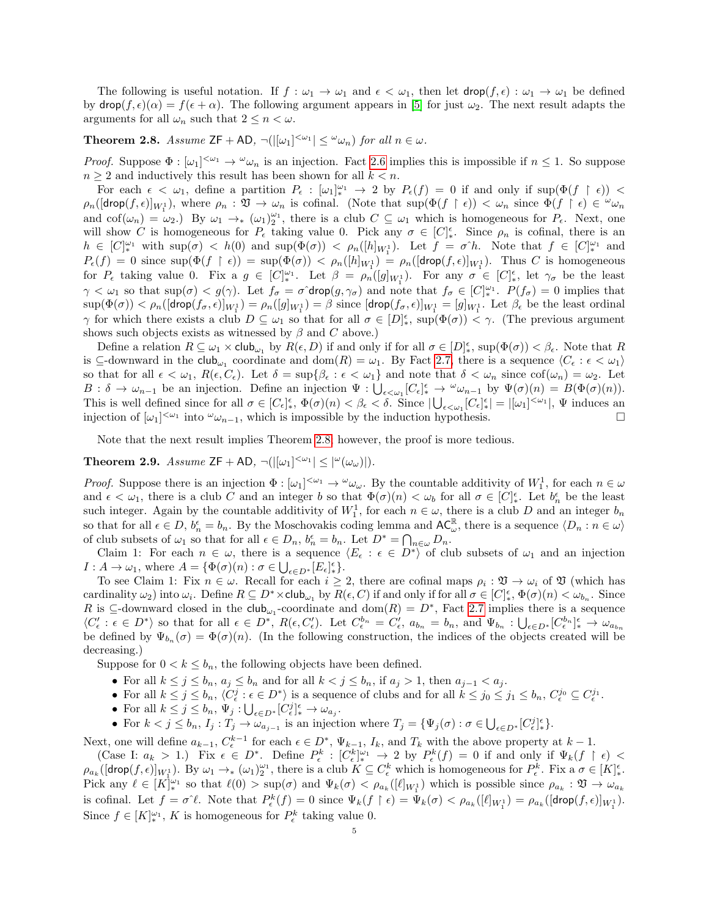The following is useful notation. If $f : \omega_1 \to \omega_1$ and $\epsilon < \omega_1$, then let $\mathsf{drop}(f,\epsilon) : \omega_1 \to \omega_1$ be defined by $\mathsf{drop}(f,\epsilon)(\alpha) = f(\epsilon + \alpha)$. The following argument appears in [5] for just $\omega_2$. The next result adapts the arguments for all $\omega_n$ such that $2 \leq n < \omega$.

**Theorem 2.8.** *Assume* $\mathsf{ZF} + \mathsf{AD}$, $\neg(|[\omega_1]^{<\omega_1}| \leq {}^\omega\omega_n)$ *for all* $n \in \omega$.

*Proof.* Suppose $\Phi : [\omega_1]^{<\omega_1} \to {}^\omega\omega_n$ is an injection. Fact 2.6 implies this is impossible if $n \leq 1$. So suppose $n \geq 2$ and inductively this result has been shown for all $k < n$.

For each $\epsilon < \omega_1$, define a partition $P_\epsilon : [\omega_1]^{\omega_1}_* \to 2$ by $P_\epsilon(f) = 0$ if and only if $\sup(\Phi(f \restriction \epsilon)) < \rho_n([\mathsf{drop}(f,\epsilon)]_{W^1_1})$, where $\rho_n : \mathfrak{V} \to \omega_n$ is cofinal. (Note that $\sup(\Phi(f \restriction \epsilon)) < \omega_n$ since $\Phi(f \restriction \epsilon) \in {}^\omega\omega_n$ and $\mathrm{cof}(\omega_n) = \omega_2$.) By $\omega_1 \to_* (\omega_1)^{\omega_1}_2$, there is a club $C \subseteq \omega_1$ which is homogeneous for $P_\epsilon$. Next, one will show $C$ is homogeneous for $P_\epsilon$ taking value 0. Pick any $\sigma \in [C]^\epsilon_*$. Since $\rho_n$ is cofinal, there is an $h \in [C]^{\omega_1}_*$ with $\sup(\sigma) < h(0)$ and $\sup(\Phi(\sigma)) < \rho_n([h]_{W^1_1})$. Let $f = \sigma\hat{\ }h$. Note that $f \in [C]^{\omega_1}_*$ and $P_\epsilon(f) = 0$ since $\sup(\Phi(f \restriction \epsilon)) = \sup(\Phi(\sigma)) < \rho_n([h]_{W^1_1}) = \rho_n([\mathsf{drop}(f,\epsilon)]_{W^1_1})$. Thus $C$ is homogeneous for $P_\epsilon$ taking value 0. Fix a $g \in [C]^{\omega_1}_*$. Let $\beta = \rho_n([g]_{W^1_1})$. For any $\sigma \in [C]^\epsilon_*$, let $\gamma_\sigma$ be the least $\gamma < \omega_1$ so that $\sup(\sigma) < g(\gamma)$. Let $f_\sigma = \sigma\hat{\ }\mathsf{drop}(g,\gamma_\sigma)$ and note that $f_\sigma \in [C]^{\omega_1}_*$. $P(f_\sigma) = 0$ implies that $\sup(\Phi(\sigma)) < \rho_n([\mathsf{drop}(f_\sigma,\epsilon)]_{W^1_1}) = \rho_n([g]_{W^1_1}) = \beta$ since $[\mathsf{drop}(f_\sigma,\epsilon)]_{W^1_1} = [g]_{W^1_1}$. Let $\beta_\epsilon$ be the least ordinal $\gamma$ for which there exists a club $D \subseteq \omega_1$ so that for all $\sigma \in [D]^\epsilon_*$, $\sup(\Phi(\sigma)) < \gamma$. (The previous argument shows such objects exists as witnessed by $\beta$ and $C$ above.)

Define a relation $R \subseteq \omega_1 \times \mathsf{club}_{\omega_1}$ by $R(\epsilon, D)$ if and only if for all $\sigma \in [D]^\epsilon_*$, $\sup(\Phi(\sigma)) < \beta_\epsilon$. Note that $R$ is $\subseteq$-downward in the $\mathsf{club}_{\omega_1}$ coordinate and $\mathrm{dom}(R) = \omega_1$. By Fact 2.7, there is a sequence $\langle C_\epsilon : \epsilon < \omega_1\rangle$ so that for all $\epsilon < \omega_1$, $R(\epsilon, C_\epsilon)$. Let $\delta = \sup\{\beta_\epsilon : \epsilon < \omega_1\}$ and note that $\delta < \omega_n$ since $\mathrm{cof}(\omega_n) = \omega_2$. Let $B : \delta \to \omega_{n-1}$ be an injection. Define an injection $\Psi : \bigcup_{\epsilon<\omega_1}[C_\epsilon]^\epsilon_* \to {}^\omega\omega_{n-1}$ by $\Psi(\sigma)(n) = B(\Phi(\sigma)(n))$. This is well defined since for all $\sigma \in [C_\epsilon]^\epsilon_*$, $\Phi(\sigma)(n) < \beta_\epsilon < \delta$. Since $|\bigcup_{\epsilon<\omega_1}[C_\epsilon]^\epsilon_*| = |[\omega_1]^{<\omega_1}|$, $\Psi$ induces an injection of $[\omega_1]^{<\omega_1}$ into ${}^\omega\omega_{n-1}$, which is impossible by the induction hypothesis. $\square$

Note that the next result implies Theorem 2.8, however, the proof is more tedious.

**Theorem 2.9.** *Assume* $\mathsf{ZF} + \mathsf{AD}$, $\neg(|[\omega_1]^{<\omega_1}| \leq |{}^\omega(\omega_\omega)|)$.

*Proof.* Suppose there is an injection $\Phi : [\omega_1]^{<\omega_1} \to {}^\omega\omega_\omega$. By the countable additivity of $W^1_1$, for each $n \in \omega$ and $\epsilon < \omega_1$, there is a club $C$ and an integer $b$ so that $\Phi(\sigma)(n) < \omega_b$ for all $\sigma \in [C]^\epsilon_*$. Let $b^\epsilon_n$ be the least such integer. Again by the countable additivity of $W^1_1$, for each $n \in \omega$, there is a club $D$ and an integer $b_n$ so that for all $\epsilon \in D$, $b^\epsilon_n = b_n$. By the Moschovakis coding lemma and $\mathsf{AC}^{\mathbb{R}}_\omega$, there is a sequence $\langle D_n : n \in \omega\rangle$ of club subsets of $\omega_1$ so that for all $\epsilon \in D_n$, $b^\epsilon_n = b_n$. Let $D^* = \bigcap_{n\in\omega} D_n$.

Claim 1: For each $n \in \omega$, there is a sequence $\langle E_\epsilon : \epsilon \in D^*\rangle$ of club subsets of $\omega_1$ and an injection $I : A \to \omega_1$, where $A = \{\Phi(\sigma)(n) : \sigma \in \bigcup_{\epsilon\in D^*}[E_\epsilon]^\epsilon_*\}$.

To see Claim 1: Fix $n \in \omega$. Recall for each $i \geq 2$, there are cofinal maps $\rho_i : \mathfrak{V} \to \omega_i$ of $\mathfrak{V}$ (which has cardinality $\omega_2$) into $\omega_i$. Define $R \subseteq D^* \times \mathsf{club}_{\omega_1}$ by $R(\epsilon, C)$ if and only if for all $\sigma \in [C]^\epsilon_*$, $\Phi(\sigma)(n) < \omega_{b_n}$. Since $R$ is $\subseteq$-downward closed in the $\mathsf{club}_{\omega_1}$-coordinate and $\mathrm{dom}(R) = D^*$, Fact 2.7 implies there is a sequence $\langle C'_\epsilon : \epsilon \in D^*\rangle$ so that for all $\epsilon \in D^*$, $R(\epsilon, C'_\epsilon)$. Let $C^{b_n}_\epsilon = C'_\epsilon$, $a_{b_n} = b_n$, and $\Psi_{b_n} : \bigcup_{\epsilon\in D^*}[C^{b_n}_\epsilon]^\epsilon_* \to \omega_{a_{b_n}}$ be defined by $\Psi_{b_n}(\sigma) = \Phi(\sigma)(n)$. (In the following construction, the indices of the objects created will be decreasing.)

Suppose for $0 < k \leq b_n$, the following objects have been defined.

- For all $k \leq j \leq b_n$, $a_j \leq b_n$ and for all $k < j \leq b_n$, if $a_j > 1$, then $a_{j-1} < a_j$.
- For all $k \leq j \leq b_n$, $\langle C^j_\epsilon : \epsilon \in D^*\rangle$ is a sequence of clubs and for all $k \leq j_0 \leq j_1 \leq b_n$, $C^{j_0}_\epsilon \subseteq C^{j_1}_\epsilon$.
- For all $k \leq j \leq b_n$, $\Psi_j : \bigcup_{\epsilon\in D^*}[C^j_\epsilon]^\epsilon_* \to \omega_{a_j}$.
- For $k < j \leq b_n$, $I_j : T_j \to \omega_{a_{j-1}}$ is an injection where $T_j = \{\Psi_j(\sigma) : \sigma \in \bigcup_{\epsilon\in D^*}[C^j_\epsilon]^\epsilon_*\}$.

Next, one will define $a_{k-1}$, $C^{k-1}_\epsilon$ for each $\epsilon \in D^*$, $\Psi_{k-1}$, $I_k$, and $T_k$ with the above property at $k-1$.

(Case I: $a_k > 1$.) Fix $\epsilon \in D^*$. Define $P^k_\epsilon : [C^k_\epsilon]^{\omega_1}_* \to 2$ by $P^k_\epsilon(f) = 0$ if and only if $\Psi_k(f \restriction \epsilon) < \rho_{a_k}([\mathsf{drop}(f,\epsilon)]_{W^1_1})$. By $\omega_1 \to_* (\omega_1)^{\omega_1}_2$, there is a club $K \subseteq C^k_\epsilon$ which is homogeneous for $P^k_\epsilon$. Fix a $\sigma \in [K]^\epsilon_*$. Pick any $\ell \in [K]^{\omega_1}_*$ so that $\ell(0) > \sup(\sigma)$ and $\Psi_k(\sigma) < \rho_{a_k}([\ell]_{W^1_1})$ which is possible since $\rho_{a_k} : \mathfrak{V} \to \omega_{a_k}$ is cofinal. Let $f = \sigma\hat{\ }\ell$. Note that $P^k_\epsilon(f) = 0$ since $\Psi_k(f \restriction \epsilon) = \Psi_k(\sigma) < \rho_{a_k}([\ell]_{W^1_1}) = \rho_{a_k}([\mathsf{drop}(f,\epsilon)]_{W^1_1})$. Since $f \in [K]^{\omega_1}_*$, $K$ is homogeneous for $P^k_\epsilon$ taking value 0.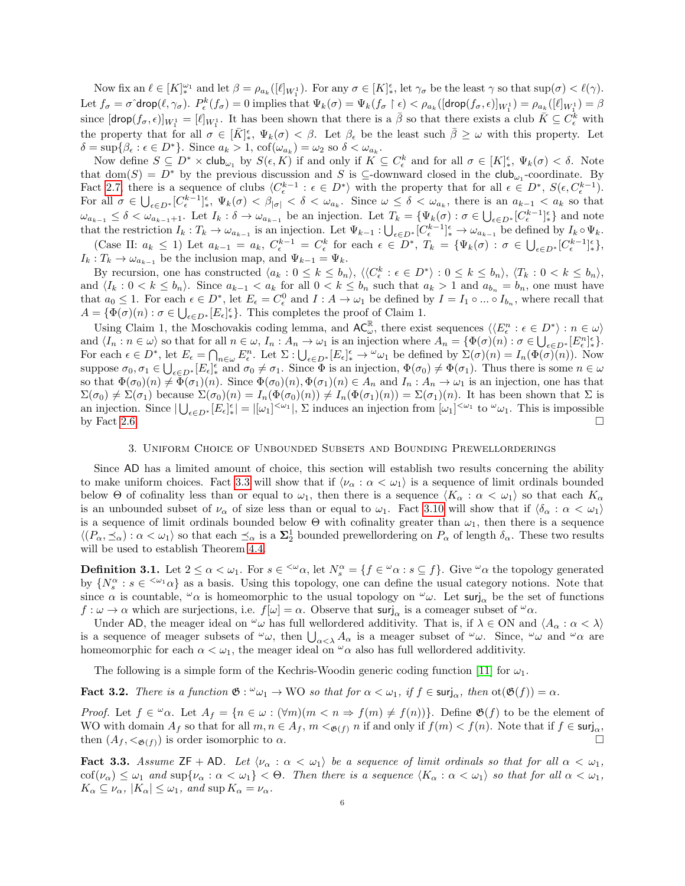Now fix an $\ell \in [K]^{\omega_1}_*$ and let $\beta = \rho_{a_k}([\ell]_{W^1_1})$. For any $\sigma \in [K]^\epsilon_*$, let $\gamma_\sigma$ be the least $\gamma$ so that $\sup(\sigma) < \ell(\gamma)$. Let $f_\sigma = \sigma\hat{\ }\mathsf{drop}(\ell, \gamma_\sigma)$. $P^k_\epsilon(f_\sigma) = 0$ implies that $\Psi_k(\sigma) = \Psi_k(f_\sigma \upharpoonright \epsilon) < \rho_{a_k}([\mathsf{drop}(f_\sigma, \epsilon)]_{W^1_1}) = \rho_{a_k}([\ell]_{W^1_1}) = \beta$ since $[\mathsf{drop}(f_\sigma, \epsilon)]_{W^1_1} = [\ell]_{W^1_1}$. It has been shown that there is a $\bar{\beta}$ so that there exists a club $\bar{K} \subseteq C^k_\epsilon$ with the property that for all $\sigma \in [\bar{K}]^\epsilon_*$, $\Psi_k(\sigma) < \beta$. Let $\beta_\epsilon$ be the least such $\bar{\beta} \geq \omega$ with this property. Let $\delta = \sup\{\beta_\epsilon : \epsilon \in D^*\}$. Since $a_k > 1$, $\mathrm{cof}(\omega_{a_k}) = \omega_2$ so $\delta < \omega_{a_k}$.

Now define $S \subseteq D^* \times \mathsf{club}_{\omega_1}$ by $S(\epsilon, K)$ if and only if $K \subseteq C^k_\epsilon$ and for all $\sigma \in [K]^\epsilon_*$, $\Psi_k(\sigma) < \delta$. Note that $\mathrm{dom}(S) = D^*$ by the previous discussion and $S$ is $\subseteq$-downward closed in the $\mathsf{club}_{\omega_1}$-coordinate. By Fact 2.7, there is a sequence of clubs $\langle C^{k-1}_\epsilon : \epsilon \in D^* \rangle$ with the property that for all $\epsilon \in D^*$, $S(\epsilon, C^{k-1}_\epsilon)$. For all $\sigma \in \bigcup_{\epsilon \in D^*}[C^{k-1}_\epsilon]^\epsilon_*$, $\Psi_k(\sigma) < \beta_{|\sigma|} < \delta < \omega_{a_k}$. Since $\omega \leq \delta < \omega_{a_k}$, there is an $a_{k-1} < a_k$ so that $\omega_{a_{k-1}} \leq \delta < \omega_{a_{k-1}+1}$. Let $I_k : \delta \to \omega_{a_{k-1}}$ be an injection. Let $T_k = \{\Psi_k(\sigma) : \sigma \in \bigcup_{\epsilon \in D^*}[C^{k-1}_\epsilon]^\epsilon_*\}$ and note that the restriction $I_k : T_k \to \omega_{a_{k-1}}$ is an injection. Let $\Psi_{k-1} : \bigcup_{\epsilon \in D^*}[C^{k-1}_\epsilon]^\epsilon_* \to \omega_{a_{k-1}}$ be defined by $I_k \circ \Psi_k$.

(Case II: $a_k \leq 1$) Let $a_{k-1} = a_k$, $C^{k-1}_\epsilon = C^k_\epsilon$ for each $\epsilon \in D^*$, $T_k = \{\Psi_k(\sigma) : \sigma \in \bigcup_{\epsilon \in D^*}[C^{k-1}_\epsilon]^\epsilon_*\}$, $I_k : T_k \to \omega_{a_{k-1}}$ be the inclusion map, and $\Psi_{k-1} = \Psi_k$.

By recursion, one has constructed $\langle a_k : 0 \leq k \leq b_n \rangle$, $\langle \langle C^k_\epsilon : \epsilon \in D^* \rangle : 0 \leq k \leq b_n \rangle$, $\langle T_k : 0 < k \leq b_n \rangle$, and $\langle I_k : 0 < k \leq b_n \rangle$. Since $a_{k-1} < a_k$ for all $0 < k \leq b_n$ such that $a_k > 1$ and $a_{b_n} = b_n$, one must have that $a_0 \leq 1$. For each $\epsilon \in D^*$, let $E_\epsilon = C^0_\epsilon$ and $I : A \to \omega_1$ be defined by $I = I_1 \circ \ldots \circ I_{b_n}$, where recall that $A = \{\Phi(\sigma)(n) : \sigma \in \bigcup_{\epsilon \in D^*}[E_\epsilon]^\epsilon_*\}$. This completes the proof of Claim 1.

Using Claim 1, the Moschovakis coding lemma, and $\mathsf{AC}^{\mathbb{R}}_\omega$, there exist sequences $\langle \langle E^n_\epsilon : \epsilon \in D^* \rangle : n \in \omega \rangle$ and $\langle I_n : n \in \omega \rangle$ so that for all $n \in \omega$, $I_n : A_n \to \omega_1$ is an injection where $A_n = \{\Phi(\sigma)(n) : \sigma \in \bigcup_{\epsilon \in D^*}[E^n_\epsilon]^\epsilon_*\}$. For each $\epsilon \in D^*$, let $E_\epsilon = \bigcap_{n \in \omega} E^n_\epsilon$. Let $\Sigma : \bigcup_{\epsilon \in D^*}[E_\epsilon]^\epsilon_* \to {}^\omega\omega_1$ be defined by $\Sigma(\sigma)(n) = I_n(\Phi(\sigma)(n))$. Now suppose $\sigma_0, \sigma_1 \in \bigcup_{\epsilon \in D^*}[E_\epsilon]^\epsilon_*$ and $\sigma_0 \neq \sigma_1$. Since $\Phi$ is an injection, $\Phi(\sigma_0) \neq \Phi(\sigma_1)$. Thus there is some $n \in \omega$ so that $\Phi(\sigma_0)(n) \neq \Phi(\sigma_1)(n)$. Since $\Phi(\sigma_0)(n), \Phi(\sigma_1)(n) \in A_n$ and $I_n : A_n \to \omega_1$ is an injection, one has that $\Sigma(\sigma_0) \neq \Sigma(\sigma_1)$ because $\Sigma(\sigma_0)(n) = I_n(\Phi(\sigma_0)(n)) \neq I_n(\Phi(\sigma_1)(n)) = \Sigma(\sigma_1)(n)$. It has been shown that $\Sigma$ is an injection. Since $|\bigcup_{\epsilon \in D^*}[E_\epsilon]^\epsilon_*| = |[\omega_1]^{<\omega_1}|$, $\Sigma$ induces an injection from $[\omega_1]^{<\omega_1}$ to ${}^\omega\omega_1$. This is impossible by Fact 2.6. $\square$

## 3. Uniform Choice of Unbounded Subsets and Bounding Prewellorderings

Since $\mathsf{AD}$ has a limited amount of choice, this section will establish two results concerning the ability to make uniform choices. Fact 3.3 will show that if $\langle \nu_\alpha : \alpha < \omega_1 \rangle$ is a sequence of limit ordinals bounded below $\Theta$ of cofinality less than or equal to $\omega_1$, then there is a sequence $\langle K_\alpha : \alpha < \omega_1 \rangle$ so that each $K_\alpha$ is an unbounded subset of $\nu_\alpha$ of size less than or equal to $\omega_1$. Fact 3.10 will show that if $\langle \delta_\alpha : \alpha < \omega_1 \rangle$ is a sequence of limit ordinals bounded below $\Theta$ with cofinality greater than $\omega_1$, then there is a sequence $\langle (P_\alpha, \preceq_\alpha) : \alpha < \omega_1 \rangle$ so that each $\preceq_\alpha$ is a $\mathbf{\Sigma}^1_2$ bounded prewellordering on $P_\alpha$ of length $\delta_\alpha$. These two results will be used to establish Theorem 4.4.

**Definition 3.1.** Let $2 \leq \alpha < \omega_1$. For $s \in {}^{<\omega}\alpha$, let $N^\alpha_s = \{f \in {}^\omega\alpha : s \subseteq f\}$. Give ${}^\omega\alpha$ the topology generated by $\{N^\alpha_s : s \in {}^{<\omega_1}\alpha\}$ as a basis. Using this topology, one can define the usual category notions. Note that since $\alpha$ is countable, ${}^\omega\alpha$ is homeomorphic to the usual topology on ${}^\omega\omega$. Let $\mathsf{surj}_\alpha$ be the set of functions $f : \omega \to \alpha$ which are surjections, i.e. $f[\omega] = \alpha$. Observe that $\mathsf{surj}_\alpha$ is a comeager subset of ${}^\omega\alpha$.

Under $\mathsf{AD}$, the meager ideal on ${}^\omega\omega$ has full wellordered additivity. That is, if $\lambda \in \mathrm{ON}$ and $\langle A_\alpha : \alpha < \lambda \rangle$ is a sequence of meager subsets of ${}^\omega\omega$, then $\bigcup_{\alpha < \lambda} A_\alpha$ is a meager subset of ${}^\omega\omega$. Since, ${}^\omega\omega$ and ${}^\omega\alpha$ are homeomorphic for each $\alpha < \omega_1$, the meager ideal on ${}^\omega\alpha$ also has full wellordered additivity.

The following is a simple form of the Kechris-Woodin generic coding function [11] for $\omega_1$.

**Fact 3.2.** *There is a function $\mathfrak{G} : {}^\omega\omega_1 \to \mathrm{WO}$ so that for $\alpha < \omega_1$, if $f \in \mathsf{surj}_\alpha$, then $\mathrm{ot}(\mathfrak{G}(f)) = \alpha$.*

*Proof.* Let $f \in {}^\omega\alpha$. Let $A_f = \{n \in \omega : (\forall m)(m < n \Rightarrow f(m) \neq f(n))\}$. Define $\mathfrak{G}(f)$ to be the element of WO with domain $A_f$ so that for all $m, n \in A_f$, $m <_{\mathfrak{G}(f)} n$ if and only if $f(m) < f(n)$. Note that if $f \in \mathsf{surj}_\alpha$, then $(A_f, <_{\mathfrak{G}(f)})$ is order isomorphic to $\alpha$. $\square$

**Fact 3.3.** *Assume $\mathsf{ZF} + \mathsf{AD}$. Let $\langle \nu_\alpha : \alpha < \omega_1 \rangle$ be a sequence of limit ordinals so that for all $\alpha < \omega_1$, $\mathrm{cof}(\nu_\alpha) \leq \omega_1$ and $\sup\{\nu_\alpha : \alpha < \omega_1\} < \Theta$. Then there is a sequence $\langle K_\alpha : \alpha < \omega_1 \rangle$ so that for all $\alpha < \omega_1$, $K_\alpha \subseteq \nu_\alpha$, $|K_\alpha| \leq \omega_1$, and $\sup K_\alpha = \nu_\alpha$.*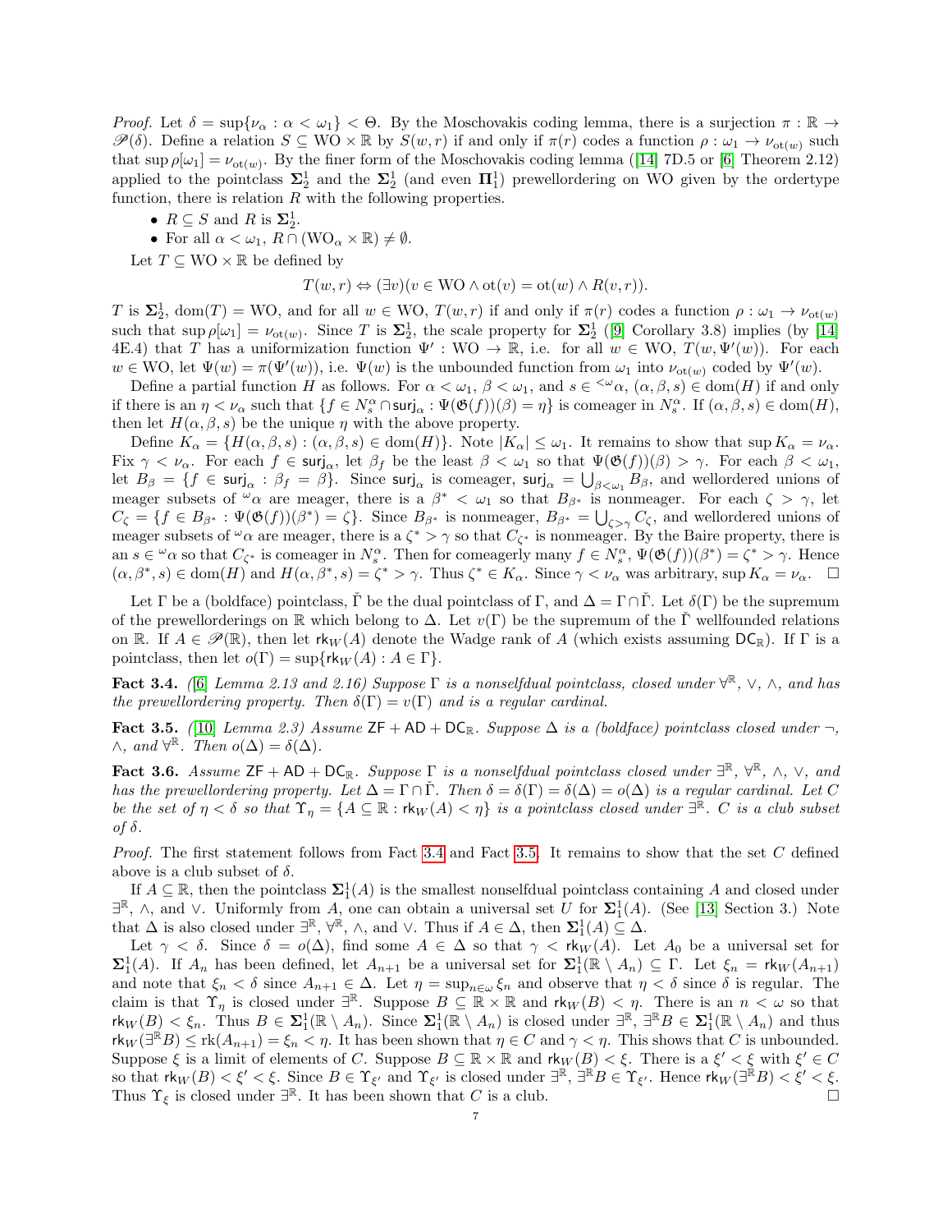*Proof.* Let $\delta = \sup\{\nu_\alpha : \alpha < \omega_1\} < \Theta$. By the Moschovakis coding lemma, there is a surjection $\pi : \mathbb{R} \to \mathscr{P}(\delta)$. Define a relation $S \subseteq \mathrm{WO} \times \mathbb{R}$ by $S(w, r)$ if and only if $\pi(r)$ codes a function $\rho : \omega_1 \to \nu_{\mathrm{ot}(w)}$ such that $\sup \rho[\omega_1] = \nu_{\mathrm{ot}(w)}$. By the finer form of the Moschovakis coding lemma ([14] 7D.5 or [6] Theorem 2.12) applied to the pointclass $\mathbf{\Sigma}^1_2$ and the $\mathbf{\Sigma}^1_2$ (and even $\mathbf{\Pi}^1_1$) prewellordering on WO given by the ordertype function, there is relation $R$ with the following properties.

- $R \subseteq S$ and $R$ is $\mathbf{\Sigma}^1_2$.
- For all $\alpha < \omega_1$, $R \cap (\mathrm{WO}_\alpha \times \mathbb{R}) \neq \emptyset$.

Let $T \subseteq \mathrm{WO} \times \mathbb{R}$ be defined by

$$T(w, r) \Leftrightarrow (\exists v)(v \in \mathrm{WO} \wedge \mathrm{ot}(v) = \mathrm{ot}(w) \wedge R(v, r)).$$

$T$ is $\mathbf{\Sigma}^1_2$, $\mathrm{dom}(T) = \mathrm{WO}$, and for all $w \in \mathrm{WO}$, $T(w, r)$ if and only if $\pi(r)$ codes a function $\rho : \omega_1 \to \nu_{\mathrm{ot}(w)}$ such that $\sup \rho[\omega_1] = \nu_{\mathrm{ot}(w)}$. Since $T$ is $\mathbf{\Sigma}^1_2$, the scale property for $\mathbf{\Sigma}^1_2$ ([9] Corollary 3.8) implies (by [14] 4E.4) that $T$ has a uniformization function $\Psi' : \mathrm{WO} \to \mathbb{R}$, i.e. for all $w \in \mathrm{WO}$, $T(w, \Psi'(w))$. For each $w \in \mathrm{WO}$, let $\Psi(w) = \pi(\Psi'(w))$, i.e. $\Psi(w)$ is the unbounded function from $\omega_1$ into $\nu_{\mathrm{ot}(w)}$ coded by $\Psi'(w)$.

Define a partial function $H$ as follows. For $\alpha < \omega_1$, $\beta < \omega_1$, and $s \in {}^{<\omega}\alpha$, $(\alpha, \beta, s) \in \mathrm{dom}(H)$ if and only if there is an $\eta < \nu_\alpha$ such that $\{f \in N^\alpha_s \cap \mathsf{surj}_\alpha : \Psi(\mathfrak{G}(f))(\beta) = \eta\}$ is comeager in $N^\alpha_s$. If $(\alpha, \beta, s) \in \mathrm{dom}(H)$, then let $H(\alpha, \beta, s)$ be the unique $\eta$ with the above property.

Define $K_\alpha = \{H(\alpha, \beta, s) : (\alpha, \beta, s) \in \mathrm{dom}(H)\}$. Note $|K_\alpha| \leq \omega_1$. It remains to show that $\sup K_\alpha = \nu_\alpha$. Fix $\gamma < \nu_\alpha$. For each $f \in \mathsf{surj}_\alpha$, let $\beta_f$ be the least $\beta < \omega_1$ so that $\Psi(\mathfrak{G}(f))(\beta) > \gamma$. For each $\beta < \omega_1$, let $B_\beta = \{f \in \mathsf{surj}_\alpha : \beta_f = \beta\}$. Since $\mathsf{surj}_\alpha$ is comeager, $\mathsf{surj}_\alpha = \bigcup_{\beta < \omega_1} B_\beta$, and wellordered unions of meager subsets of ${}^\omega\alpha$ are meager, there is a $\beta^* < \omega_1$ so that $B_{\beta^*}$ is nonmeager. For each $\zeta > \gamma$, let $C_\zeta = \{f \in B_{\beta^*} : \Psi(\mathfrak{G}(f))(\beta^*) = \zeta\}$. Since $B_{\beta^*}$ is nonmeager, $B_{\beta^*} = \bigcup_{\zeta > \gamma} C_\zeta$, and wellordered unions of meager subsets of ${}^\omega\alpha$ are meager, there is a $\zeta^* > \gamma$ so that $C_{\zeta^*}$ is nonmeager. By the Baire property, there is an $s \in {}^\omega\alpha$ so that $C_{\zeta^*}$ is comeager in $N^\alpha_s$. Then for comeagerly many $f \in N^\alpha_s$, $\Psi(\mathfrak{G}(f))(\beta^*) = \zeta^* > \gamma$. Hence $(\alpha, \beta^*, s) \in \mathrm{dom}(H)$ and $H(\alpha, \beta^*, s) = \zeta^* > \gamma$. Thus $\zeta^* \in K_\alpha$. Since $\gamma < \nu_\alpha$ was arbitrary, $\sup K_\alpha = \nu_\alpha$. $\square$

Let $\Gamma$ be a (boldface) pointclass, $\check{\Gamma}$ be the dual pointclass of $\Gamma$, and $\Delta = \Gamma \cap \check{\Gamma}$. Let $\delta(\Gamma)$ be the supremum of the prewellorderings on $\mathbb{R}$ which belong to $\Delta$. Let $v(\Gamma)$ be the supremum of the $\check{\Gamma}$ wellfounded relations on $\mathbb{R}$. If $A \in \mathscr{P}(\mathbb{R})$, then let $\mathsf{rk}_W(A)$ denote the Wadge rank of $A$ (which exists assuming $\mathsf{DC}_\mathbb{R}$). If $\Gamma$ is a pointclass, then let $o(\Gamma) = \sup\{\mathsf{rk}_W(A) : A \in \Gamma\}$.

**Fact 3.4.** *([6] Lemma 2.13 and 2.16) Suppose $\Gamma$ is a nonselfdual pointclass, closed under $\forall^\mathbb{R}$, $\vee$, $\wedge$, and has the prewellordering property. Then $\delta(\Gamma) = v(\Gamma)$ and is a regular cardinal.*

**Fact 3.5.** *([10] Lemma 2.3) Assume $\mathsf{ZF} + \mathsf{AD} + \mathsf{DC}_\mathbb{R}$. Suppose $\Delta$ is a (boldface) pointclass closed under $\neg$, $\wedge$, and $\forall^\mathbb{R}$. Then $o(\Delta) = \delta(\Delta)$.*

**Fact 3.6.** *Assume $\mathsf{ZF} + \mathsf{AD} + \mathsf{DC}_\mathbb{R}$. Suppose $\Gamma$ is a nonselfdual pointclass closed under $\exists^\mathbb{R}$, $\forall^\mathbb{R}$, $\wedge$, $\vee$, and has the prewellordering property. Let $\Delta = \Gamma \cap \check{\Gamma}$. Then $\delta = \delta(\Gamma) = \delta(\Delta) = o(\Delta)$ is a regular cardinal. Let $C$ be the set of $\eta < \delta$ so that $\Upsilon_\eta = \{A \subseteq \mathbb{R} : \mathsf{rk}_W(A) < \eta\}$ is a pointclass closed under $\exists^\mathbb{R}$. $C$ is a club subset of $\delta$.*

*Proof.* The first statement follows from Fact 3.4 and Fact 3.5. It remains to show that the set $C$ defined above is a club subset of $\delta$.

If $A \subseteq \mathbb{R}$, then the pointclass $\mathbf{\Sigma}^1_1(A)$ is the smallest nonselfdual pointclass containing $A$ and closed under $\exists^\mathbb{R}$, $\wedge$, and $\vee$. Uniformly from $A$, one can obtain a universal set $U$ for $\mathbf{\Sigma}^1_1(A)$. (See [13] Section 3.) Note that $\Delta$ is also closed under $\exists^\mathbb{R}$, $\forall^\mathbb{R}$, $\wedge$, and $\vee$. Thus if $A \in \Delta$, then $\mathbf{\Sigma}^1_1(A) \subseteq \Delta$.

Let $\gamma < \delta$. Since $\delta = o(\Delta)$, find some $A \in \Delta$ so that $\gamma < \mathsf{rk}_W(A)$. Let $A_0$ be a universal set for $\mathbf{\Sigma}^1_1(A)$. If $A_n$ has been defined, let $A_{n+1}$ be a universal set for $\mathbf{\Sigma}^1_1(\mathbb{R} \setminus A_n) \subseteq \Gamma$. Let $\xi_n = \mathsf{rk}_W(A_{n+1})$ and note that $\xi_n < \delta$ since $A_{n+1} \in \Delta$. Let $\eta = \sup_{n \in \omega} \xi_n$ and observe that $\eta < \delta$ since $\delta$ is regular. The claim is that $\Upsilon_\eta$ is closed under $\exists^\mathbb{R}$. Suppose $B \subseteq \mathbb{R} \times \mathbb{R}$ and $\mathsf{rk}_W(B) < \eta$. There is an $n < \omega$ so that $\mathsf{rk}_W(B) < \xi_n$. Thus $B \in \mathbf{\Sigma}^1_1(\mathbb{R} \setminus A_n)$. Since $\mathbf{\Sigma}^1_1(\mathbb{R} \setminus A_n)$ is closed under $\exists^\mathbb{R}$, $\exists^\mathbb{R} B \in \mathbf{\Sigma}^1_1(\mathbb{R} \setminus A_n)$ and thus $\mathsf{rk}_W(\exists^\mathbb{R} B) \leq \mathrm{rk}(A_{n+1}) = \xi_n < \eta$. It has been shown that $\eta \in C$ and $\gamma < \eta$. This shows that $C$ is unbounded. Suppose $\xi$ is a limit of elements of $C$. Suppose $B \subseteq \mathbb{R} \times \mathbb{R}$ and $\mathsf{rk}_W(B) < \xi$. There is a $\xi' < \xi$ with $\xi' \in C$ so that $\mathsf{rk}_W(B) < \xi' < \xi$. Since $B \in \Upsilon_{\xi'}$ and $\Upsilon_{\xi'}$ is closed under $\exists^\mathbb{R}$, $\exists^\mathbb{R} B \in \Upsilon_{\xi'}$. Hence $\mathsf{rk}_W(\exists^\mathbb{R} B) < \xi' < \xi$. Thus $\Upsilon_\xi$ is closed under $\exists^\mathbb{R}$. It has been shown that $C$ is a club. $\square$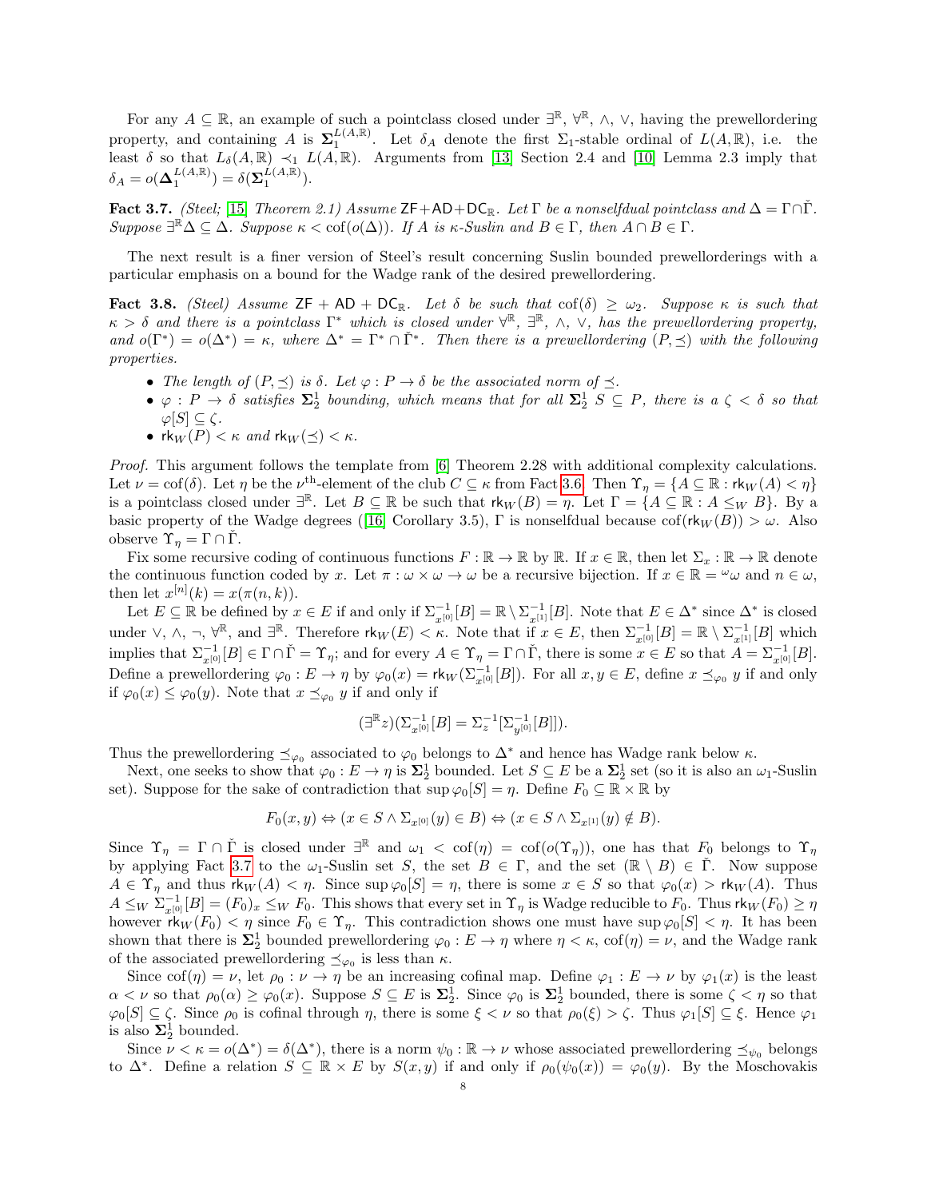For any $A \subseteq \mathbb{R}$, an example of such a pointclass closed under $\exists^\mathbb{R}$, $\forall^\mathbb{R}$, $\wedge$, $\vee$, having the prewellordering property, and containing $A$ is $\mathbf{\Sigma}_1^{L(A,\mathbb{R})}$. Let $\delta_A$ denote the first $\Sigma_1$-stable ordinal of $L(A,\mathbb{R})$, i.e. the least $\delta$ so that $L_\delta(A,\mathbb{R}) \prec_1 L(A,\mathbb{R})$. Arguments from [13] Section 2.4 and [10] Lemma 2.3 imply that $\delta_A = o(\mathbf{\Delta}_1^{L(A,\mathbb{R})}) = \delta(\mathbf{\Sigma}_1^{L(A,\mathbb{R})})$.

**Fact 3.7.** *(Steel; [15] Theorem 2.1) Assume* $\mathsf{ZF}+\mathsf{AD}+\mathsf{DC}_\mathbb{R}$*. Let* $\Gamma$ *be a nonselfdual pointclass and* $\Delta = \Gamma \cap \check{\Gamma}$*. Suppose* $\exists^\mathbb{R}\Delta \subseteq \Delta$*. Suppose* $\kappa < \mathrm{cof}(o(\Delta))$*. If* $A$ *is* $\kappa$*-Suslin and* $B \in \Gamma$*, then* $A \cap B \in \Gamma$*.*

The next result is a finer version of Steel's result concerning Suslin bounded prewellorderings with a particular emphasis on a bound for the Wadge rank of the desired prewellordering.

**Fact 3.8.** *(Steel) Assume* $\mathsf{ZF}+\mathsf{AD}+\mathsf{DC}_\mathbb{R}$*. Let* $\delta$ *be such that* $\mathrm{cof}(\delta) \geq \omega_2$*. Suppose* $\kappa$ *is such that* $\kappa > \delta$ *and there is a pointclass* $\Gamma^*$ *which is closed under* $\forall^\mathbb{R}$*,* $\exists^\mathbb{R}$*,* $\wedge$*,* $\vee$*, has the prewellordering property, and* $o(\Gamma^*) = o(\Delta^*) = \kappa$*, where* $\Delta^* = \Gamma^* \cap \check{\Gamma}^*$*. Then there is a prewellordering* $(P,\preceq)$ *with the following properties.*

- *The length of* $(P,\preceq)$ *is* $\delta$*. Let* $\varphi : P \to \delta$ *be the associated norm of* $\preceq$*.*
- $\varphi : P \to \delta$ *satisfies* $\mathbf{\Sigma}_2^1$ *bounding, which means that for all* $\mathbf{\Sigma}_2^1$ $S \subseteq P$*, there is a* $\zeta < \delta$ *so that* $\varphi[S] \subseteq \zeta$*.*
- $\mathsf{rk}_W(P) < \kappa$ *and* $\mathsf{rk}_W(\preceq) < \kappa$*.*

*Proof.* This argument follows the template from [6] Theorem 2.28 with additional complexity calculations. Let $\nu = \mathrm{cof}(\delta)$. Let $\eta$ be the $\nu^{\text{th}}$-element of the club $C \subseteq \kappa$ from Fact 3.6. Then $\Upsilon_\eta = \{A \subseteq \mathbb{R} : \mathsf{rk}_W(A) < \eta\}$ is a pointclass closed under $\exists^\mathbb{R}$. Let $B \subseteq \mathbb{R}$ be such that $\mathsf{rk}_W(B) = \eta$. Let $\Gamma = \{A \subseteq \mathbb{R} : A \leq_W B\}$. By a basic property of the Wadge degrees ([16] Corollary 3.5), $\Gamma$ is nonselfdual because $\mathrm{cof}(\mathsf{rk}_W(B)) > \omega$. Also observe $\Upsilon_\eta = \Gamma \cap \check{\Gamma}$.

Fix some recursive coding of continuous functions $F : \mathbb{R} \to \mathbb{R}$ by $\mathbb{R}$. If $x \in \mathbb{R}$, then let $\Sigma_x : \mathbb{R} \to \mathbb{R}$ denote the continuous function coded by $x$. Let $\pi : \omega \times \omega \to \omega$ be a recursive bijection. If $x \in \mathbb{R} = {}^\omega\omega$ and $n \in \omega$, then let $x^{[n]}(k) = x(\pi(n,k))$.

Let $E \subseteq \mathbb{R}$ be defined by $x \in E$ if and only if $\Sigma_{x^{[0]}}^{-1}[B] = \mathbb{R} \setminus \Sigma_{x^{[1]}}^{-1}[B]$. Note that $E \in \Delta^*$ since $\Delta^*$ is closed under $\vee$, $\wedge$, $\neg$, $\forall^\mathbb{R}$, and $\exists^\mathbb{R}$. Therefore $\mathsf{rk}_W(E) < \kappa$. Note that if $x \in E$, then $\Sigma_{x^{[0]}}^{-1}[B] = \mathbb{R} \setminus \Sigma_{x^{[1]}}^{-1}[B]$ which implies that $\Sigma_{x^{[0]}}^{-1}[B] \in \Gamma \cap \check{\Gamma} = \Upsilon_\eta$; and for every $A \in \Upsilon_\eta = \Gamma \cap \check{\Gamma}$, there is some $x \in E$ so that $A = \Sigma_{x^{[0]}}^{-1}[B]$. Define a prewellordering $\varphi_0 : E \to \eta$ by $\varphi_0(x) = \mathsf{rk}_W(\Sigma_{x^{[0]}}^{-1}[B])$. For all $x, y \in E$, define $x \preceq_{\varphi_0} y$ if and only if $\varphi_0(x) \leq \varphi_0(y)$. Note that $x \preceq_{\varphi_0} y$ if and only if

$$(\exists^\mathbb{R} z)(\Sigma_{x^{[0]}}^{-1}[B] = \Sigma_z^{-1}[\Sigma_{y^{[0]}}^{-1}[B]]).$$

Thus the prewellordering $\preceq_{\varphi_0}$ associated to $\varphi_0$ belongs to $\Delta^*$ and hence has Wadge rank below $\kappa$.

Next, one seeks to show that $\varphi_0 : E \to \eta$ is $\mathbf{\Sigma}_2^1$ bounded. Let $S \subseteq E$ be a $\mathbf{\Sigma}_2^1$ set (so it is also an $\omega_1$-Suslin set). Suppose for the sake of contradiction that $\sup \varphi_0[S] = \eta$. Define $F_0 \subseteq \mathbb{R} \times \mathbb{R}$ by

$$F_0(x,y) \Leftrightarrow (x \in S \wedge \Sigma_{x^{[0]}}(y) \in B) \Leftrightarrow (x \in S \wedge \Sigma_{x^{[1]}}(y) \notin B).$$

Since $\Upsilon_\eta = \Gamma \cap \check{\Gamma}$ is closed under $\exists^\mathbb{R}$ and $\omega_1 < \mathrm{cof}(\eta) = \mathrm{cof}(o(\Upsilon_\eta))$, one has that $F_0$ belongs to $\Upsilon_\eta$ by applying Fact 3.7 to the $\omega_1$-Suslin set $S$, the set $B \in \Gamma$, and the set $(\mathbb{R} \setminus B) \in \check{\Gamma}$. Now suppose $A \in \Upsilon_\eta$ and thus $\mathsf{rk}_W(A) < \eta$. Since $\sup \varphi_0[S] = \eta$, there is some $x \in S$ so that $\varphi_0(x) > \mathsf{rk}_W(A)$. Thus $A \leq_W \Sigma_{x^{[0]}}^{-1}[B] = (F_0)_x \leq_W F_0$. This shows that every set in $\Upsilon_\eta$ is Wadge reducible to $F_0$. Thus $\mathsf{rk}_W(F_0) \geq \eta$ however $\mathsf{rk}_W(F_0) < \eta$ since $F_0 \in \Upsilon_\eta$. This contradiction shows one must have $\sup \varphi_0[S] < \eta$. It has been shown that there is $\mathbf{\Sigma}_2^1$ bounded prewellordering $\varphi_0 : E \to \eta$ where $\eta < \kappa$, $\mathrm{cof}(\eta) = \nu$, and the Wadge rank of the associated prewellordering $\preceq_{\varphi_0}$ is less than $\kappa$.

Since $\mathrm{cof}(\eta) = \nu$, let $\rho_0 : \nu \to \eta$ be an increasing cofinal map. Define $\varphi_1 : E \to \nu$ by $\varphi_1(x)$ is the least $\alpha < \nu$ so that $\rho_0(\alpha) \geq \varphi_0(x)$. Suppose $S \subseteq E$ is $\mathbf{\Sigma}_2^1$. Since $\varphi_0$ is $\mathbf{\Sigma}_2^1$ bounded, there is some $\zeta < \eta$ so that $\varphi_0[S] \subseteq \zeta$. Since $\rho_0$ is cofinal through $\eta$, there is some $\xi < \nu$ so that $\rho_0(\xi) > \zeta$. Thus $\varphi_1[S] \subseteq \xi$. Hence $\varphi_1$ is also $\mathbf{\Sigma}_2^1$ bounded.

Since $\nu < \kappa = o(\Delta^*) = \delta(\Delta^*)$, there is a norm $\psi_0 : \mathbb{R} \to \nu$ whose associated prewellordering $\preceq_{\psi_0}$ belongs to $\Delta^*$. Define a relation $S \subseteq \mathbb{R} \times E$ by $S(x,y)$ if and only if $\rho_0(\psi_0(x)) = \varphi_0(y)$. By the Moschovakis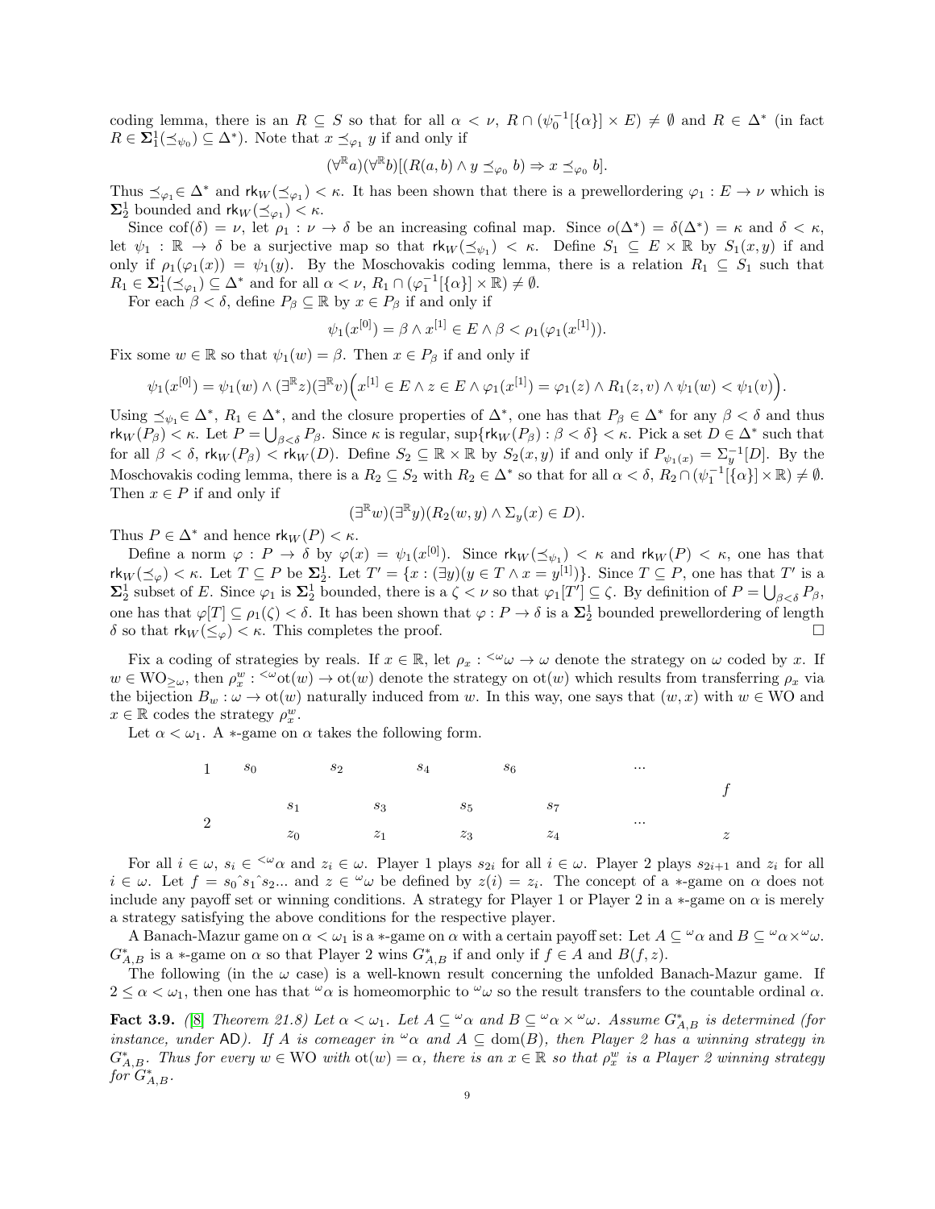coding lemma, there is an $R \subseteq S$ so that for all $\alpha < \nu$, $R \cap (\psi_0^{-1}[\{\alpha\}] \times E) \neq \emptyset$ and $R \in \Delta^*$ (in fact $R \in \mathbf{\Sigma}^1_1(\preceq_{\psi_0}) \subseteq \Delta^*$). Note that $x \preceq_{\varphi_1} y$ if and only if

$$(\forall^{\mathbb{R}} a)(\forall^{\mathbb{R}} b)[(R(a,b) \wedge y \preceq_{\varphi_0} b) \Rightarrow x \preceq_{\varphi_0} b].$$

Thus $\preceq_{\varphi_1} \in \Delta^*$ and $\mathsf{rk}_W(\preceq_{\varphi_1}) < \kappa$. It has been shown that there is a prewellordering $\varphi_1 : E \to \nu$ which is $\mathbf{\Sigma}^1_2$ bounded and $\mathsf{rk}_W(\preceq_{\varphi_1}) < \kappa$.

Since $\mathrm{cof}(\delta) = \nu$, let $\rho_1 : \nu \to \delta$ be an increasing cofinal map. Since $o(\Delta^*) = \delta(\Delta^*) = \kappa$ and $\delta < \kappa$, let $\psi_1 : \mathbb{R} \to \delta$ be a surjective map so that $\mathsf{rk}_W(\preceq_{\psi_1}) < \kappa$. Define $S_1 \subseteq E \times \mathbb{R}$ by $S_1(x,y)$ if and only if $\rho_1(\varphi_1(x)) = \psi_1(y)$. By the Moschovakis coding lemma, there is a relation $R_1 \subseteq S_1$ such that $R_1 \in \mathbf{\Sigma}^1_1(\preceq_{\varphi_1}) \subseteq \Delta^*$ and for all $\alpha < \nu$, $R_1 \cap (\varphi_1^{-1}[\{\alpha\}] \times \mathbb{R}) \neq \emptyset$.

For each $\beta < \delta$, define $P_\beta \subseteq \mathbb{R}$ by $x \in P_\beta$ if and only if

$$\psi_1(x^{[0]}) = \beta \wedge x^{[1]} \in E \wedge \beta < \rho_1(\varphi_1(x^{[1]})).$$

Fix some $w \in \mathbb{R}$ so that $\psi_1(w) = \beta$. Then $x \in P_\beta$ if and only if

$$\psi_1(x^{[0]}) = \psi_1(w) \wedge (\exists^{\mathbb{R}} z)(\exists^{\mathbb{R}} v)\Big(x^{[1]} \in E \wedge z \in E \wedge \varphi_1(x^{[1]}) = \varphi_1(z) \wedge R_1(z,v) \wedge \psi_1(w) < \psi_1(v)\Big).$$

Using $\preceq_{\psi_1} \in \Delta^*$, $R_1 \in \Delta^*$, and the closure properties of $\Delta^*$, one has that $P_\beta \in \Delta^*$ for any $\beta < \delta$ and thus $\mathsf{rk}_W(P_\beta) < \kappa$. Let $P = \bigcup_{\beta < \delta} P_\beta$. Since $\kappa$ is regular, $\sup\{\mathsf{rk}_W(P_\beta) : \beta < \delta\} < \kappa$. Pick a set $D \in \Delta^*$ such that for all $\beta < \delta$, $\mathsf{rk}_W(P_\beta) < \mathsf{rk}_W(D)$. Define $S_2 \subseteq \mathbb{R} \times \mathbb{R}$ by $S_2(x,y)$ if and only if $P_{\psi_1(x)} = \Sigma_y^{-1}[D]$. By the Moschovakis coding lemma, there is a $R_2 \subseteq S_2$ with $R_2 \in \Delta^*$ so that for all $\alpha < \delta$, $R_2 \cap (\psi_1^{-1}[\{\alpha\}] \times \mathbb{R}) \neq \emptyset$. Then $x \in P$ if and only if

$$(\exists^{\mathbb{R}} w)(\exists^{\mathbb{R}} y)(R_2(w,y) \wedge \Sigma_y(x) \in D).$$

Thus $P \in \Delta^*$ and hence $\mathsf{rk}_W(P) < \kappa$.

Define a norm $\varphi : P \to \delta$ by $\varphi(x) = \psi_1(x^{[0]})$. Since $\mathsf{rk}_W(\preceq_{\psi_1}) < \kappa$ and $\mathsf{rk}_W(P) < \kappa$, one has that $\mathsf{rk}_W(\preceq_\varphi) < \kappa$. Let $T \subseteq P$ be $\mathbf{\Sigma}^1_2$. Let $T' = \{x : (\exists y)(y \in T \wedge x = y^{[1]})\}$. Since $T \subseteq P$, one has that $T'$ is a $\mathbf{\Sigma}^1_2$ subset of $E$. Since $\varphi_1$ is $\mathbf{\Sigma}^1_2$ bounded, there is a $\zeta < \nu$ so that $\varphi_1[T'] \subseteq \zeta$. By definition of $P = \bigcup_{\beta < \delta} P_\beta$, one has that $\varphi[T] \subseteq \rho_1(\zeta) < \delta$. It has been shown that $\varphi : P \to \delta$ is a $\mathbf{\Sigma}^1_2$ bounded prewellordering of length $\delta$ so that $\mathsf{rk}_W(\leq_\varphi) < \kappa$. This completes the proof. $\square$

Fix a coding of strategies by reals. If $x \in \mathbb{R}$, let $\rho_x : {}^{<\omega}\omega \to \omega$ denote the strategy on $\omega$ coded by $x$. If $w \in \mathrm{WO}_{\geq\omega}$, then $\rho_x^w : {}^{<\omega}\mathrm{ot}(w) \to \mathrm{ot}(w)$ denote the strategy on $\mathrm{ot}(w)$ which results from transferring $\rho_x$ via the bijection $B_w : \omega \to \mathrm{ot}(w)$ naturally induced from $w$. In this way, one says that $(w,x)$ with $w \in \mathrm{WO}$ and $x \in \mathbb{R}$ codes the strategy $\rho_x^w$.

Let $\alpha < \omega_1$. A $*$-game on $\alpha$ takes the following form.

| | | | | | | | |
|---|---|---|---|---|---|---|---|
| 1 | $s_0$ | | $s_2$ | | $s_4$ | | $s_6$ | | $\ldots$ | $f$ |
| 2 | | $s_1$ / $z_0$ | | $s_3$ / $z_1$ | | $s_5$ / $z_3$ | | $s_7$ / $z_4$ | $\ldots$ | $z$ |

For all $i \in \omega$, $s_i \in {}^{<\omega}\alpha$ and $z_i \in \omega$. Player 1 plays $s_{2i}$ for all $i \in \omega$. Player 2 plays $s_{2i+1}$ and $z_i$ for all $i \in \omega$. Let $f = s_0{}^\frown s_1{}^\frown s_2 \ldots$ and $z \in {}^\omega\omega$ be defined by $z(i) = z_i$. The concept of a $*$-game on $\alpha$ does not include any payoff set or winning conditions. A strategy for Player 1 or Player 2 in a $*$-game on $\alpha$ is merely a strategy satisfying the above conditions for the respective player.

A Banach-Mazur game on $\alpha < \omega_1$ is a $*$-game on $\alpha$ with a certain payoff set: Let $A \subseteq {}^\omega\alpha$ and $B \subseteq {}^\omega\alpha \times {}^\omega\omega$. $G^*_{A,B}$ is a $*$-game on $\alpha$ so that Player 2 wins $G^*_{A,B}$ if and only if $f \in A$ and $B(f,z)$.

The following (in the $\omega$ case) is a well-known result concerning the unfolded Banach-Mazur game. If $2 \leq \alpha < \omega_1$, then one has that ${}^\omega\alpha$ is homeomorphic to ${}^\omega\omega$ so the result transfers to the countable ordinal $\alpha$.

**Fact 3.9.** *([8] Theorem 21.8) Let $\alpha < \omega_1$. Let $A \subseteq {}^\omega\alpha$ and $B \subseteq {}^\omega\alpha \times {}^\omega\omega$. Assume $G^*_{A,B}$ is determined (for instance, under* AD*). If $A$ is comeager in ${}^\omega\alpha$ and $A \subseteq \mathrm{dom}(B)$, then Player 2 has a winning strategy in $G^*_{A,B}$. Thus for every $w \in \mathrm{WO}$ with $\mathrm{ot}(w) = \alpha$, there is an $x \in \mathbb{R}$ so that $\rho_x^w$ is a Player 2 winning strategy for $G^*_{A,B}$.*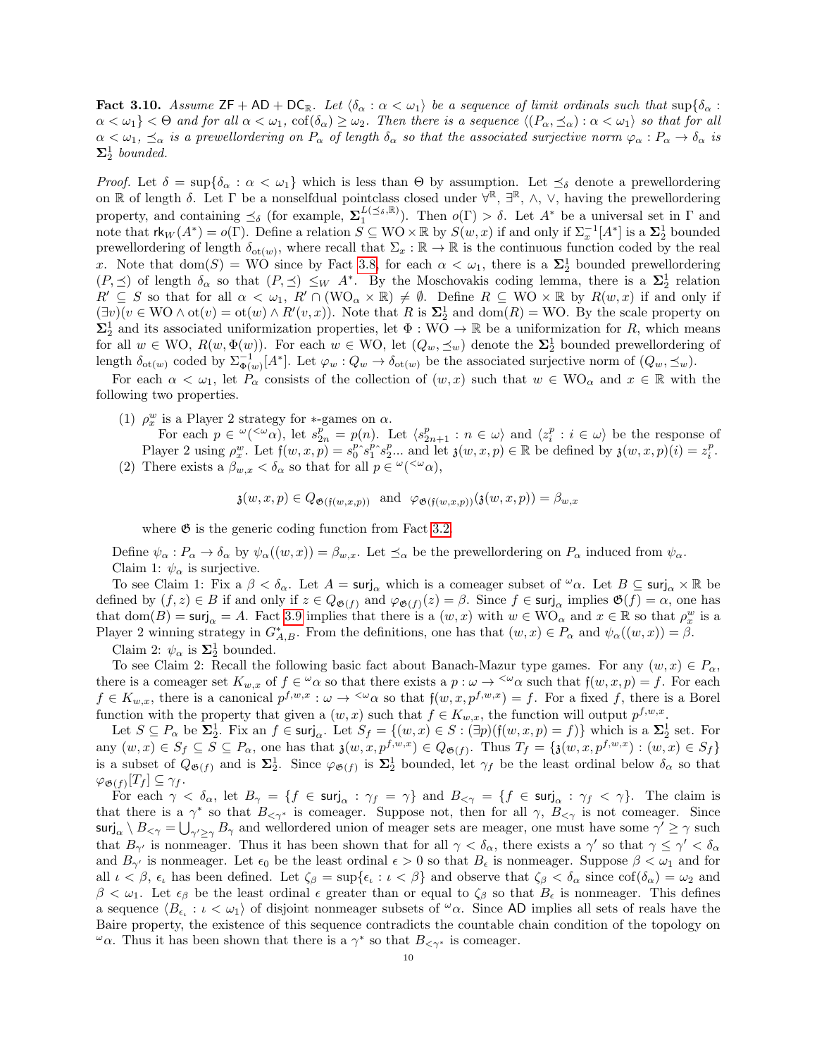**Fact 3.10.** *Assume* $\mathsf{ZF} + \mathsf{AD} + \mathsf{DC}_{\mathbb{R}}$*. Let* $\langle \delta_\alpha : \alpha < \omega_1 \rangle$ *be a sequence of limit ordinals such that* $\sup\{\delta_\alpha : \alpha < \omega_1\} < \Theta$ *and for all* $\alpha < \omega_1$*,* $\text{cof}(\delta_\alpha) \geq \omega_2$*. Then there is a sequence* $\langle (P_\alpha, \preceq_\alpha) : \alpha < \omega_1 \rangle$ *so that for all* $\alpha < \omega_1$*,* $\preceq_\alpha$ *is a prewellordering on* $P_\alpha$ *of length* $\delta_\alpha$ *so that the associated surjective norm* $\varphi_\alpha : P_\alpha \to \delta_\alpha$ *is* $\mathbf{\Sigma}^1_2$ *bounded.*

*Proof.* Let $\delta = \sup\{\delta_\alpha : \alpha < \omega_1\}$ which is less than $\Theta$ by assumption. Let $\preceq_\delta$ denote a prewellordering on $\mathbb{R}$ of length $\delta$. Let $\Gamma$ be a nonselfdual pointclass closed under $\forall^{\mathbb{R}}$, $\exists^{\mathbb{R}}$, $\wedge$, $\vee$, having the prewellordering property, and containing $\preceq_\delta$ (for example, $\mathbf{\Sigma}_1^{L(\preceq_\delta, \mathbb{R})}$). Then $o(\Gamma) > \delta$. Let $A^*$ be a universal set in $\Gamma$ and note that $\mathsf{rk}_W(A^*) = o(\Gamma)$. Define a relation $S \subseteq \text{WO} \times \mathbb{R}$ by $S(w, x)$ if and only if $\Sigma_x^{-1}[A^*]$ is a $\mathbf{\Sigma}^1_2$ bounded prewellordering of length $\delta_{\text{ot}(w)}$, where recall that $\Sigma_x : \mathbb{R} \to \mathbb{R}$ is the continuous function coded by the real $x$. Note that $\text{dom}(S) = \text{WO}$ since by Fact 3.8, for each $\alpha < \omega_1$, there is a $\mathbf{\Sigma}^1_2$ bounded prewellordering $(P, \preceq)$ of length $\delta_\alpha$ so that $(P, \preceq) \leq_W A^*$. By the Moschovakis coding lemma, there is a $\mathbf{\Sigma}^1_2$ relation $R' \subseteq S$ so that for all $\alpha < \omega_1$, $R' \cap (\text{WO}_\alpha \times \mathbb{R}) \neq \emptyset$. Define $R \subseteq \text{WO} \times \mathbb{R}$ by $R(w, x)$ if and only if $(\exists v)(v \in \text{WO} \wedge \text{ot}(v) = \text{ot}(w) \wedge R'(v, x))$. Note that $R$ is $\mathbf{\Sigma}^1_2$ and $\text{dom}(R) = \text{WO}$. By the scale property on $\mathbf{\Sigma}^1_2$ and its associated uniformization properties, let $\Phi : \text{WO} \to \mathbb{R}$ be a uniformization for $R$, which means for all $w \in \text{WO}$, $R(w, \Phi(w))$. For each $w \in \text{WO}$, let $(Q_w, \preceq_w)$ denote the $\mathbf{\Sigma}^1_2$ bounded prewellordering of length $\delta_{\text{ot}(w)}$ coded by $\Sigma^{-1}_{\Phi(w)}[A^*]$. Let $\varphi_w : Q_w \to \delta_{\text{ot}(w)}$ be the associated surjective norm of $(Q_w, \preceq_w)$.

For each $\alpha < \omega_1$, let $P_\alpha$ consists of the collection of $(w, x)$ such that $w \in \text{WO}_\alpha$ and $x \in \mathbb{R}$ with the following two properties.

(1) $\rho^w_x$ is a Player 2 strategy for $*$-games on $\alpha$.
   For each $p \in {}^\omega({}^{<\omega}\alpha)$, let $s^p_{2n} = p(n)$. Let $\langle s^p_{2n+1} : n \in \omega \rangle$ and $\langle z^p_i : i \in \omega \rangle$ be the response of Player 2 using $\rho^w_x$. Let $\mathfrak{f}(w, x, p) = s^p_0 \hat{\ } s^p_1 \hat{\ } s^p_2 ...$ and let $\mathfrak{z}(w, x, p) \in \mathbb{R}$ be defined by $\mathfrak{z}(w, x, p)(i) = z^p_i$.

(2) There exists a $\beta_{w,x} < \delta_\alpha$ so that for all $p \in {}^\omega({}^{<\omega}\alpha)$,
$$\mathfrak{z}(w, x, p) \in Q_{\mathfrak{G}(\mathfrak{f}(w,x,p))} \quad \text{and} \quad \varphi_{\mathfrak{G}(\mathfrak{f}(w,x,p))}(\mathfrak{z}(w, x, p)) = \beta_{w,x}$$
   where $\mathfrak{G}$ is the generic coding function from Fact 3.2.

Define $\psi_\alpha : P_\alpha \to \delta_\alpha$ by $\psi_\alpha((w, x)) = \beta_{w,x}$. Let $\preceq_\alpha$ be the prewellordering on $P_\alpha$ induced from $\psi_\alpha$.

Claim 1: $\psi_\alpha$ is surjective.

To see Claim 1: Fix a $\beta < \delta_\alpha$. Let $A = \mathsf{surj}_\alpha$ which is a comeager subset of ${}^\omega\alpha$. Let $B \subseteq \mathsf{surj}_\alpha \times \mathbb{R}$ be defined by $(f, z) \in B$ if and only if $z \in Q_{\mathfrak{G}(f)}$ and $\varphi_{\mathfrak{G}(f)}(z) = \beta$. Since $f \in \mathsf{surj}_\alpha$ implies $\mathfrak{G}(f) = \alpha$, one has that $\text{dom}(B) = \mathsf{surj}_\alpha = A$. Fact 3.9 implies that there is a $(w, x)$ with $w \in \text{WO}_\alpha$ and $x \in \mathbb{R}$ so that $\rho^w_x$ is a Player 2 winning strategy in $G^*_{A,B}$. From the definitions, one has that $(w, x) \in P_\alpha$ and $\psi_\alpha((w, x)) = \beta$.

Claim 2: $\psi_\alpha$ is $\mathbf{\Sigma}^1_2$ bounded.

To see Claim 2: Recall the following basic fact about Banach-Mazur type games. For any $(w, x) \in P_\alpha$, there is a comeager set $K_{w,x}$ of $f \in {}^\omega\alpha$ so that there exists a $p : \omega \to {}^{<\omega}\alpha$ such that $\mathfrak{f}(w, x, p) = f$. For each $f \in K_{w,x}$, there is a canonical $p^{f,w,x} : \omega \to {}^{<\omega}\alpha$ so that $\mathfrak{f}(w, x, p^{f,w,x}) = f$. For a fixed $f$, there is a Borel function with the property that given a $(w, x)$ such that $f \in K_{w,x}$, the function will output $p^{f,w,x}$.

Let $S \subseteq P_\alpha$ be $\mathbf{\Sigma}^1_2$. Fix an $f \in \mathsf{surj}_\alpha$. Let $S_f = \{(w, x) \in S : (\exists p)(\mathfrak{f}(w, x, p) = f)\}$ which is a $\mathbf{\Sigma}^1_2$ set. For any $(w, x) \in S_f \subseteq S \subseteq P_\alpha$, one has that $\mathfrak{z}(w, x, p^{f,w,x}) \in Q_{\mathfrak{G}(f)}$. Thus $T_f = \{\mathfrak{z}(w, x, p^{f,w,x}) : (w, x) \in S_f\}$ is a subset of $Q_{\mathfrak{G}(f)}$ and is $\mathbf{\Sigma}^1_2$. Since $\varphi_{\mathfrak{G}(f)}$ is $\mathbf{\Sigma}^1_2$ bounded, let $\gamma_f$ be the least ordinal below $\delta_\alpha$ so that $\varphi_{\mathfrak{G}(f)}[T_f] \subseteq \gamma_f$.

For each $\gamma < \delta_\alpha$, let $B_\gamma = \{f \in \mathsf{surj}_\alpha : \gamma_f = \gamma\}$ and $B_{<\gamma} = \{f \in \mathsf{surj}_\alpha : \gamma_f < \gamma\}$. The claim is that there is a $\gamma^*$ so that $B_{<\gamma^*}$ is comeager. Suppose not, then for all $\gamma$, $B_{<\gamma}$ is not comeager. Since $\mathsf{surj}_\alpha \setminus B_{<\gamma} = \bigcup_{\gamma' \geq \gamma} B_\gamma$ and wellordered union of meager sets are meager, one must have some $\gamma' \geq \gamma$ such that $B_{\gamma'}$ is nonmeager. Thus it has been shown that for all $\gamma < \delta_\alpha$, there exists a $\gamma'$ so that $\gamma \leq \gamma' < \delta_\alpha$ and $B_{\gamma'}$ is nonmeager. Let $\epsilon_0$ be the least ordinal $\epsilon > 0$ so that $B_\epsilon$ is nonmeager. Suppose $\beta < \omega_1$ and for all $\iota < \beta$, $\epsilon_\iota$ has been defined. Let $\zeta_\beta = \sup\{\epsilon_\iota : \iota < \beta\}$ and observe that $\zeta_\beta < \delta_\alpha$ since $\text{cof}(\delta_\alpha) = \omega_2$ and $\beta < \omega_1$. Let $\epsilon_\beta$ be the least ordinal $\epsilon$ greater than or equal to $\zeta_\beta$ so that $B_\epsilon$ is nonmeager. This defines a sequence $\langle B_{\epsilon_\iota} : \iota < \omega_1 \rangle$ of disjoint nonmeager subsets of ${}^\omega\alpha$. Since $\mathsf{AD}$ implies all sets of reals have the Baire property, the existence of this sequence contradicts the countable chain condition of the topology on ${}^\omega\alpha$. Thus it has been shown that there is a $\gamma^*$ so that $B_{<\gamma^*}$ is comeager.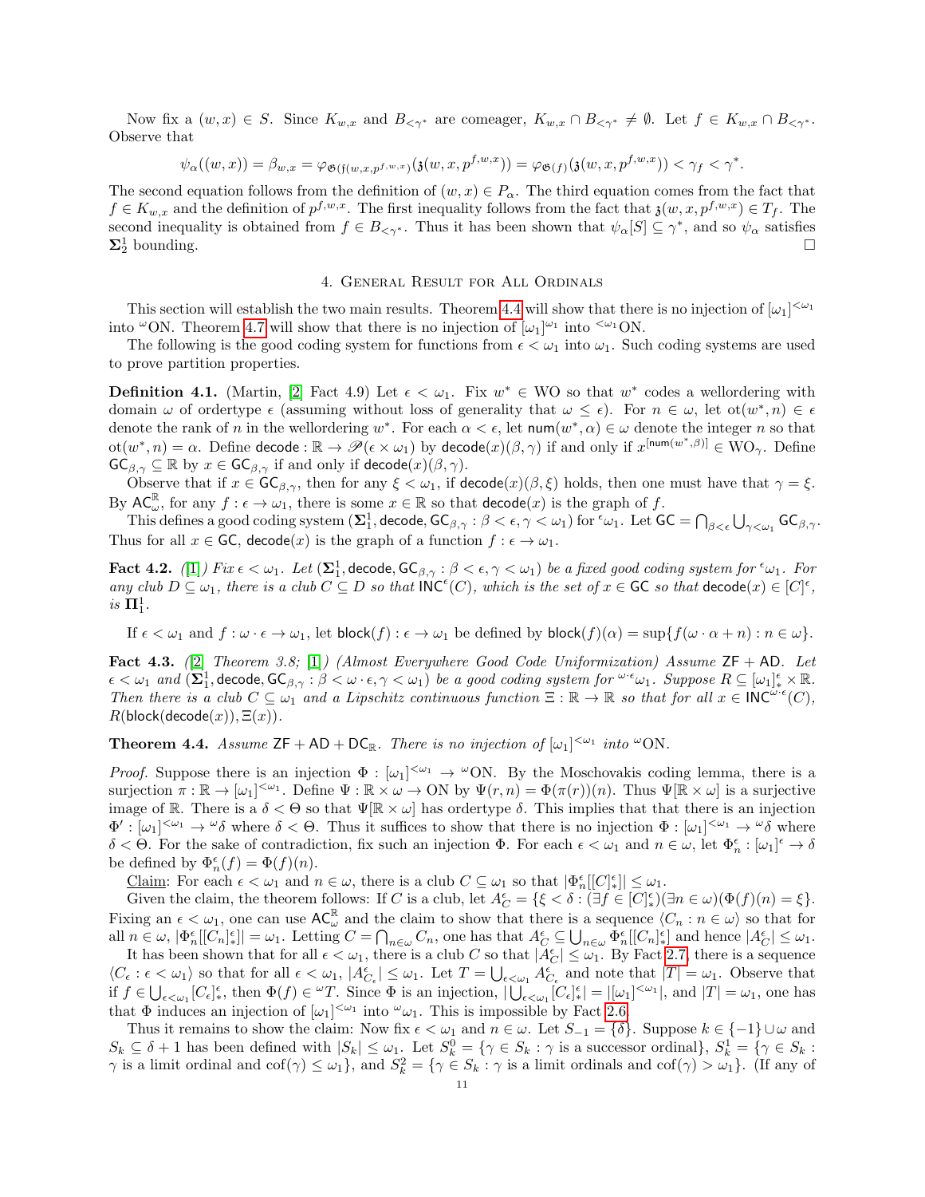Now fix a $(w, x) \in S$. Since $K_{w,x}$ and $B_{<\gamma^*}$ are comeager, $K_{w,x} \cap B_{<\gamma^*} \neq \emptyset$. Let $f \in K_{w,x} \cap B_{<\gamma^*}$. Observe that

$$\psi_\alpha((w, x)) = \beta_{w,x} = \varphi_{\mathfrak{G}(\mathfrak{f}(w,x,p^{f,w,x})}(\mathfrak{z}(w, x, p^{f,w,x})) = \varphi_{\mathfrak{G}(f)}(\mathfrak{z}(w, x, p^{f,w,x})) < \gamma_f < \gamma^*.$$

The second equation follows from the definition of $(w, x) \in P_\alpha$. The third equation comes from the fact that $f \in K_{w,x}$ and the definition of $p^{f,w,x}$. The first inequality follows from the fact that $\mathfrak{z}(w, x, p^{f,w,x}) \in T_f$. The second inequality is obtained from $f \in B_{<\gamma^*}$. Thus it has been shown that $\psi_\alpha[S] \subseteq \gamma^*$, and so $\psi_\alpha$ satisfies $\mathbf{\Sigma}^1_2$ bounding. □

## 4. General Result for All Ordinals

This section will establish the two main results. Theorem 4.4 will show that there is no injection of $[\omega_1]^{<\omega_1}$ into ${}^\omega\text{ON}$. Theorem 4.7 will show that there is no injection of $[\omega_1]^{\omega_1}$ into ${}^{<\omega_1}\text{ON}$.

The following is the good coding system for functions from $\epsilon < \omega_1$ into $\omega_1$. Such coding systems are used to prove partition properties.

**Definition 4.1.** (Martin, [2] Fact 4.9) Let $\epsilon < \omega_1$. Fix $w^* \in \text{WO}$ so that $w^*$ codes a wellordering with domain $\omega$ of ordertype $\epsilon$ (assuming without loss of generality that $\omega \leq \epsilon$). For $n \in \omega$, let $\text{ot}(w^*, n) \in \epsilon$ denote the rank of $n$ in the wellordering $w^*$. For each $\alpha < \epsilon$, let $\mathsf{num}(w^*, \alpha) \in \omega$ denote the integer $n$ so that $\text{ot}(w^*, n) = \alpha$. Define $\mathsf{decode} : \mathbb{R} \to \mathscr{P}(\epsilon \times \omega_1)$ by $\mathsf{decode}(x)(\beta, \gamma)$ if and only if $x^{[\mathsf{num}(w^*,\beta)]} \in \text{WO}_\gamma$. Define $\mathsf{GC}_{\beta,\gamma} \subseteq \mathbb{R}$ by $x \in \mathsf{GC}_{\beta,\gamma}$ if and only if $\mathsf{decode}(x)(\beta, \gamma)$.

Observe that if $x \in \mathsf{GC}_{\beta,\gamma}$, then for any $\xi < \omega_1$, if $\mathsf{decode}(x)(\beta, \xi)$ holds, then one must have that $\gamma = \xi$. By $\mathsf{AC}^{\mathbb{R}}_\omega$, for any $f : \epsilon \to \omega_1$, there is some $x \in \mathbb{R}$ so that $\mathsf{decode}(x)$ is the graph of $f$.

This defines a good coding system $(\mathbf{\Sigma}^1_1, \mathsf{decode}, \mathsf{GC}_{\beta,\gamma} : \beta < \epsilon, \gamma < \omega_1)$ for ${}^\epsilon\omega_1$. Let $\mathsf{GC} = \bigcap_{\beta<\epsilon} \bigcup_{\gamma<\omega_1} \mathsf{GC}_{\beta,\gamma}$. Thus for all $x \in \mathsf{GC}$, $\mathsf{decode}(x)$ is the graph of a function $f : \epsilon \to \omega_1$.

**Fact 4.2.** *([1]) Fix $\epsilon < \omega_1$. Let $(\mathbf{\Sigma}^1_1, \mathsf{decode}, \mathsf{GC}_{\beta,\gamma} : \beta < \epsilon, \gamma < \omega_1)$ be a fixed good coding system for ${}^\epsilon\omega_1$. For any club $D \subseteq \omega_1$, there is a club $C \subseteq D$ so that $\mathsf{INC}^\epsilon(C)$, which is the set of $x \in \mathsf{GC}$ so that $\mathsf{decode}(x) \in [C]^\epsilon$, is $\mathbf{\Pi}^1_1$.*

If $\epsilon < \omega_1$ and $f : \omega \cdot \epsilon \to \omega_1$, let $\mathsf{block}(f) : \epsilon \to \omega_1$ be defined by $\mathsf{block}(f)(\alpha) = \sup\{f(\omega \cdot \alpha + n) : n \in \omega\}$.

**Fact 4.3.** *([2] Theorem 3.8; [1]) (Almost Everywhere Good Code Uniformization) Assume $\mathsf{ZF} + \mathsf{AD}$. Let $\epsilon < \omega_1$ and $(\mathbf{\Sigma}^1_1, \mathsf{decode}, \mathsf{GC}_{\beta,\gamma} : \beta < \omega \cdot \epsilon, \gamma < \omega_1)$ be a good coding system for ${}^{\omega\cdot\epsilon}\omega_1$. Suppose $R \subseteq [\omega_1]^\epsilon_* \times \mathbb{R}$. Then there is a club $C \subseteq \omega_1$ and a Lipschitz continuous function $\Xi : \mathbb{R} \to \mathbb{R}$ so that for all $x \in \mathsf{INC}^{\omega\cdot\epsilon}(C)$, $R(\mathsf{block}(\mathsf{decode}(x)), \Xi(x))$.*

**Theorem 4.4.** *Assume $\mathsf{ZF} + \mathsf{AD} + \mathsf{DC}_{\mathbb{R}}$. There is no injection of $[\omega_1]^{<\omega_1}$ into ${}^\omega\text{ON}$.*

*Proof.* Suppose there is an injection $\Phi : [\omega_1]^{<\omega_1} \to {}^\omega\text{ON}$. By the Moschovakis coding lemma, there is a surjection $\pi : \mathbb{R} \to [\omega_1]^{<\omega_1}$. Define $\Psi : \mathbb{R} \times \omega \to \text{ON}$ by $\Psi(r, n) = \Phi(\pi(r))(n)$. Thus $\Psi[\mathbb{R} \times \omega]$ is a surjective image of $\mathbb{R}$. There is a $\delta < \Theta$ so that $\Psi[\mathbb{R} \times \omega]$ has ordertype $\delta$. This implies that that there is an injection $\Phi' : [\omega_1]^{<\omega_1} \to {}^\omega\delta$ where $\delta < \Theta$. Thus it suffices to show that there is no injection $\Phi : [\omega_1]^{<\omega_1} \to {}^\omega\delta$ where $\delta < \Theta$. For the sake of contradiction, fix such an injection $\Phi$. For each $\epsilon < \omega_1$ and $n \in \omega$, let $\Phi^\epsilon_n : [\omega_1]^\epsilon \to \delta$ be defined by $\Phi^\epsilon_n(f) = \Phi(f)(n)$.

<u>Claim</u>: For each $\epsilon < \omega_1$ and $n \in \omega$, there is a club $C \subseteq \omega_1$ so that $|\Phi^\epsilon_n[[C]^\epsilon_*]| \leq \omega_1$.

Given the claim, the theorem follows: If $C$ is a club, let $A^\epsilon_C = \{\xi < \delta : (\exists f \in [C]^\epsilon_*)(\exists n \in \omega)(\Phi(f)(n) = \xi\}$. Fixing an $\epsilon < \omega_1$, one can use $\mathsf{AC}^{\mathbb{R}}_\omega$ and the claim to show that there is a sequence $\langle C_n : n \in \omega\rangle$ so that for all $n \in \omega$, $|\Phi^\epsilon_n[[C_n]^\epsilon_*]| = \omega_1$. Letting $C = \bigcap_{n\in\omega} C_n$, one has that $A^\epsilon_C \subseteq \bigcup_{n\in\omega} \Phi^\epsilon_n[[C_n]^\epsilon_*]$ and hence $|A^\epsilon_C| \leq \omega_1$.

It has been shown that for all $\epsilon < \omega_1$, there is a club $C$ so that $|A^\epsilon_C| \leq \omega_1$. By Fact 2.7, there is a sequence $\langle C_\epsilon : \epsilon < \omega_1\rangle$ so that for all $\epsilon < \omega_1$, $|A^\epsilon_{C_\epsilon}| \leq \omega_1$. Let $T = \bigcup_{\epsilon<\omega_1} A^\epsilon_{C_\epsilon}$ and note that $|T| = \omega_1$. Observe that if $f \in \bigcup_{\epsilon<\omega_1} [C_\epsilon]^\epsilon_*$, then $\Phi(f) \in {}^\omega T$. Since $\Phi$ is an injection, $|\bigcup_{\epsilon<\omega_1} [C_\epsilon]^\epsilon_*| = |[\omega_1]^{<\omega_1}|$, and $|T| = \omega_1$, one has that $\Phi$ induces an injection of $[\omega_1]^{<\omega_1}$ into ${}^\omega\omega_1$. This is impossible by Fact 2.6.

Thus it remains to show the claim: Now fix $\epsilon < \omega_1$ and $n \in \omega$. Let $S_{-1} = \{\delta\}$. Suppose $k \in \{-1\} \cup \omega$ and $S_k \subseteq \delta + 1$ has been defined with $|S_k| \leq \omega_1$. Let $S^0_k = \{\gamma \in S_k : \gamma \text{ is a successor ordinal}\}$, $S^1_k = \{\gamma \in S_k : \gamma \text{ is a limit ordinal and } \text{cof}(\gamma) \leq \omega_1\}$, and $S^2_k = \{\gamma \in S_k : \gamma \text{ is a limit ordinals and } \text{cof}(\gamma) > \omega_1\}$. (If any of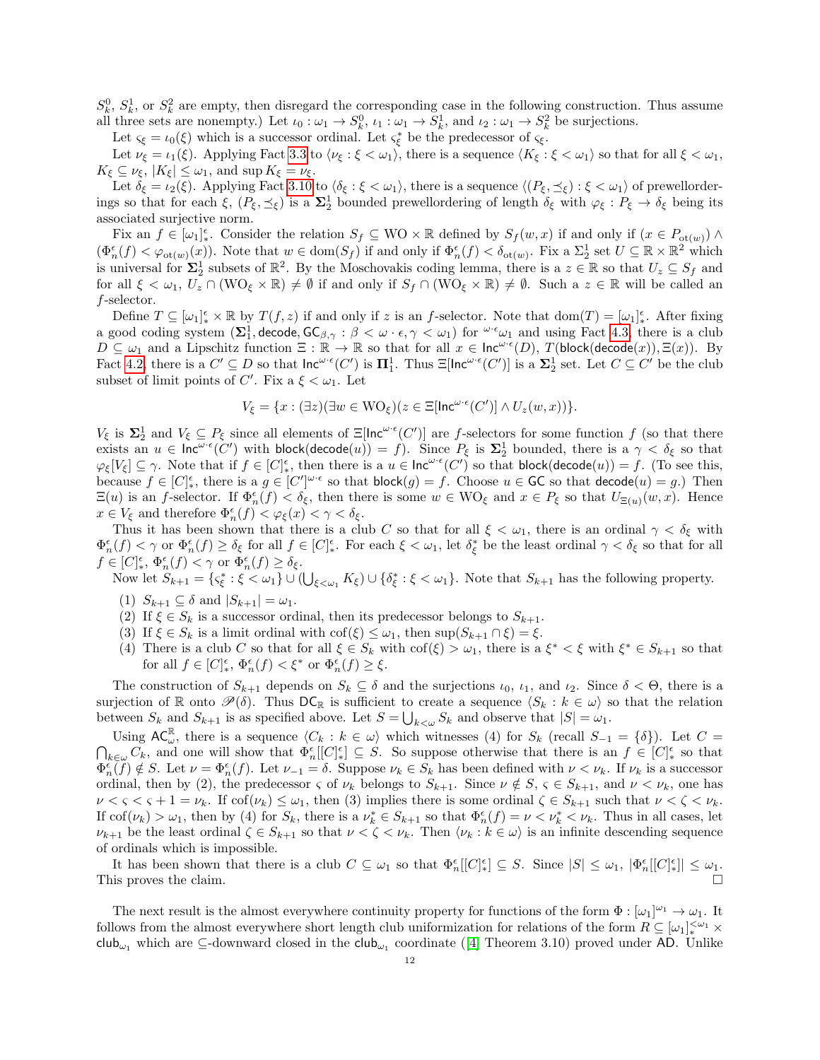$S_k^0$, $S_k^1$, or $S_k^2$ are empty, then disregard the corresponding case in the following construction. Thus assume all three sets are nonempty.) Let $\iota_0 : \omega_1 \to S_k^0$, $\iota_1 : \omega_1 \to S_k^1$, and $\iota_2 : \omega_1 \to S_k^2$ be surjections.

Let $\varsigma_\xi = \iota_0(\xi)$ which is a successor ordinal. Let $\varsigma_\xi^*$ be the predecessor of $\varsigma_\xi$.

Let $\nu_\xi = \iota_1(\xi)$. Applying Fact 3.3 to $\langle \nu_\xi : \xi < \omega_1 \rangle$, there is a sequence $\langle K_\xi : \xi < \omega_1 \rangle$ so that for all $\xi < \omega_1$, $K_\xi \subseteq \nu_\xi$, $|K_\xi| \leq \omega_1$, and $\sup K_\xi = \nu_\xi$.

Let $\delta_\xi = \iota_2(\xi)$. Applying Fact 3.10 to $\langle \delta_\xi : \xi < \omega_1 \rangle$, there is a sequence $\langle (P_\xi, \preceq_\xi) : \xi < \omega_1 \rangle$ of prewellorderings so that for each $\xi$, $(P_\xi, \preceq_\xi)$ is a $\mathbf{\Sigma}_2^1$ bounded prewellordering of length $\delta_\xi$ with $\varphi_\xi : P_\xi \to \delta_\xi$ being its associated surjective norm.

Fix an $f \in [\omega_1]_*^\epsilon$. Consider the relation $S_f \subseteq \mathrm{WO} \times \mathbb{R}$ defined by $S_f(w, x)$ if and only if $(x \in P_{\mathrm{ot}(w)}) \wedge (\Phi_n^\epsilon(f) < \varphi_{\mathrm{ot}(w)}(x))$. Note that $w \in \mathrm{dom}(S_f)$ if and only if $\Phi_n^\epsilon(f) < \delta_{\mathrm{ot}(w)}$. Fix a $\Sigma_2^1$ set $U \subseteq \mathbb{R} \times \mathbb{R}^2$ which is universal for $\mathbf{\Sigma}_2^1$ subsets of $\mathbb{R}^2$. By the Moschovakis coding lemma, there is a $z \in \mathbb{R}$ so that $U_z \subseteq S_f$ and for all $\xi < \omega_1$, $U_z \cap (\mathrm{WO}_\xi \times \mathbb{R}) \neq \emptyset$ if and only if $S_f \cap (\mathrm{WO}_\xi \times \mathbb{R}) \neq \emptyset$. Such a $z \in \mathbb{R}$ will be called an $f$-selector.

Define $T \subseteq [\omega_1]_*^\epsilon \times \mathbb{R}$ by $T(f, z)$ if and only if $z$ is an $f$-selector. Note that $\mathrm{dom}(T) = [\omega_1]_*^\epsilon$. After fixing a good coding system $(\mathbf{\Sigma}_1^1, \mathsf{decode}, \mathsf{GC}_{\beta,\gamma} : \beta < \omega \cdot \epsilon, \gamma < \omega_1)$ for ${}^{\omega \cdot \epsilon}\omega_1$ and using Fact 4.3, there is a club $D \subseteq \omega_1$ and a Lipschitz function $\Xi : \mathbb{R} \to \mathbb{R}$ so that for all $x \in \mathsf{Inc}^{\omega \cdot \epsilon}(D)$, $T(\mathsf{block}(\mathsf{decode}(x)), \Xi(x))$. By Fact 4.2, there is a $C' \subseteq D$ so that $\mathsf{Inc}^{\omega \cdot \epsilon}(C')$ is $\mathbf{\Pi}_1^1$. Thus $\Xi[\mathsf{Inc}^{\omega \cdot \epsilon}(C')]$ is a $\mathbf{\Sigma}_2^1$ set. Let $C \subseteq C'$ be the club subset of limit points of $C'$. Fix a $\xi < \omega_1$. Let

$$V_\xi = \{x : (\exists z)(\exists w \in \mathrm{WO}_\xi)(z \in \Xi[\mathsf{Inc}^{\omega \cdot \epsilon}(C')] \wedge U_z(w, x))\}.$$

$V_\xi$ is $\mathbf{\Sigma}_2^1$ and $V_\xi \subseteq P_\xi$ since all elements of $\Xi[\mathsf{Inc}^{\omega \cdot \epsilon}(C')]$ are $f$-selectors for some function $f$ (so that there exists an $u \in \mathsf{Inc}^{\omega \cdot \epsilon}(C')$ with $\mathsf{block}(\mathsf{decode}(u)) = f$). Since $P_\xi$ is $\mathbf{\Sigma}_2^1$ bounded, there is a $\gamma < \delta_\xi$ so that $\varphi_\xi[V_\xi] \subseteq \gamma$. Note that if $f \in [C]_*^\epsilon$, then there is a $u \in \mathsf{Inc}^{\omega \cdot \epsilon}(C')$ so that $\mathsf{block}(\mathsf{decode}(u)) = f$. (To see this, because $f \in [C]_*^\epsilon$, there is a $g \in [C']^{\omega \cdot \epsilon}$ so that $\mathsf{block}(g) = f$. Choose $u \in \mathsf{GC}$ so that $\mathsf{decode}(u) = g$.) Then $\Xi(u)$ is an $f$-selector. If $\Phi_n^\epsilon(f) < \delta_\xi$, then there is some $w \in \mathrm{WO}_\xi$ and $x \in P_\xi$ so that $U_{\Xi(u)}(w, x)$. Hence $x \in V_\xi$ and therefore $\Phi_n^\epsilon(f) < \varphi_\xi(x) < \gamma < \delta_\xi$.

Thus it has been shown that there is a club $C$ so that for all $\xi < \omega_1$, there is an ordinal $\gamma < \delta_\xi$ with $\Phi_n^\epsilon(f) < \gamma$ or $\Phi_n^\epsilon(f) \geq \delta_\xi$ for all $f \in [C]_*^\epsilon$. For each $\xi < \omega_1$, let $\delta_\xi^*$ be the least ordinal $\gamma < \delta_\xi$ so that for all $f \in [C]_*^\epsilon$, $\Phi_n^\epsilon(f) < \gamma$ or $\Phi_n^\epsilon(f) \geq \delta_\xi$.

Now let $S_{k+1} = \{\varsigma_\xi^* : \xi < \omega_1\} \cup (\bigcup_{\xi < \omega_1} K_\xi) \cup \{\delta_\xi^* : \xi < \omega_1\}$. Note that $S_{k+1}$ has the following property.

1. $S_{k+1} \subseteq \delta$ and $|S_{k+1}| = \omega_1$.
2. If $\xi \in S_k$ is a successor ordinal, then its predecessor belongs to $S_{k+1}$.
3. If $\xi \in S_k$ is a limit ordinal with $\mathrm{cof}(\xi) \leq \omega_1$, then $\sup(S_{k+1} \cap \xi) = \xi$.
4. There is a club $C$ so that for all $\xi \in S_k$ with $\mathrm{cof}(\xi) > \omega_1$, there is a $\xi^* < \xi$ with $\xi^* \in S_{k+1}$ so that for all $f \in [C]_*^\epsilon$, $\Phi_n^\epsilon(f) < \xi^*$ or $\Phi_n^\epsilon(f) \geq \xi$.

The construction of $S_{k+1}$ depends on $S_k \subseteq \delta$ and the surjections $\iota_0$, $\iota_1$, and $\iota_2$. Since $\delta < \Theta$, there is a surjection of $\mathbb{R}$ onto $\mathscr{P}(\delta)$. Thus $\mathsf{DC}_{\mathbb{R}}$ is sufficient to create a sequence $\langle S_k : k \in \omega \rangle$ so that the relation between $S_k$ and $S_{k+1}$ is as specified above. Let $S = \bigcup_{k < \omega} S_k$ and observe that $|S| = \omega_1$.

Using $\mathsf{AC}_\omega^{\mathbb{R}}$, there is a sequence $\langle C_k : k \in \omega \rangle$ which witnesses (4) for $S_k$ (recall $S_{-1} = \{\delta\}$). Let $C = \bigcap_{k \in \omega} C_k$, and one will show that $\Phi_n^\epsilon[[C]_*^\epsilon] \subseteq S$. So suppose otherwise that there is an $f \in [C]_*^\epsilon$ so that $\Phi_n^\epsilon(f) \notin S$. Let $\nu = \Phi_n^\epsilon(f)$. Let $\nu_{-1} = \delta$. Suppose $\nu_k \in S_k$ has been defined with $\nu < \nu_k$. If $\nu_k$ is a successor ordinal, then by (2), the predecessor $\varsigma$ of $\nu_k$ belongs to $S_{k+1}$. Since $\nu \notin S$, $\varsigma \in S_{k+1}$, and $\nu < \nu_k$, one has $\nu < \varsigma < \varsigma + 1 = \nu_k$. If $\mathrm{cof}(\nu_k) \leq \omega_1$, then (3) implies there is some ordinal $\zeta \in S_{k+1}$ such that $\nu < \zeta < \nu_k$. If $\mathrm{cof}(\nu_k) > \omega_1$, then by (4) for $S_k$, there is a $\nu_k^* \in S_{k+1}$ so that $\Phi_n^\epsilon(f) = \nu < \nu_k^* < \nu_k$. Thus in all cases, let $\nu_{k+1}$ be the least ordinal $\zeta \in S_{k+1}$ so that $\nu < \zeta < \nu_k$. Then $\langle \nu_k : k \in \omega \rangle$ is an infinite descending sequence of ordinals which is impossible.

It has been shown that there is a club $C \subseteq \omega_1$ so that $\Phi_n^\epsilon[[C]_*^\epsilon] \subseteq S$. Since $|S| \leq \omega_1$, $|\Phi_n^\epsilon[[C]_*^\epsilon]| \leq \omega_1$. This proves the claim. $\square$

The next result is the almost everywhere continuity property for functions of the form $\Phi : [\omega_1]^{\omega_1} \to \omega_1$. It follows from the almost everywhere short length club uniformization for relations of the form $R \subseteq [\omega_1]_*^{<\omega_1} \times \mathsf{club}_{\omega_1}$ which are $\subseteq$-downward closed in the $\mathsf{club}_{\omega_1}$ coordinate ([4] Theorem 3.10) proved under $\mathsf{AD}$. Unlike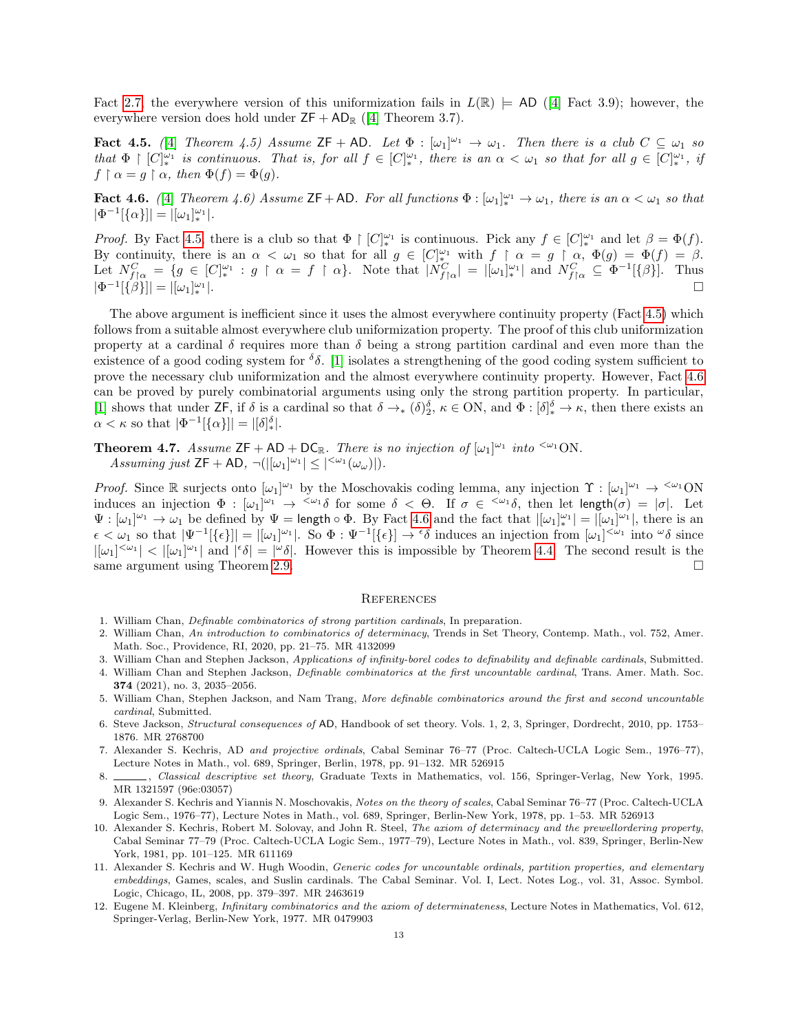Fact 2.7, the everywhere version of this uniformization fails in $L(\mathbb{R}) \models \mathsf{AD}$ ([4] Fact 3.9); however, the everywhere version does hold under $\mathsf{ZF} + \mathsf{AD}_{\mathbb{R}}$ ([4] Theorem 3.7).

**Fact 4.5.** *([4] Theorem 4.5) Assume $\mathsf{ZF} + \mathsf{AD}$. Let $\Phi : [\omega_1]^{\omega_1} \to \omega_1$. Then there is a club $C \subseteq \omega_1$ so that $\Phi \upharpoonright [C]^{\omega_1}_*$ is continuous. That is, for all $f \in [C]^{\omega_1}_*$, there is an $\alpha < \omega_1$ so that for all $g \in [C]^{\omega_1}_*$, if $f \upharpoonright \alpha = g \upharpoonright \alpha$, then $\Phi(f) = \Phi(g)$.*

**Fact 4.6.** *([4] Theorem 4.6) Assume $\mathsf{ZF} + \mathsf{AD}$. For all functions $\Phi : [\omega_1]^{\omega_1}_* \to \omega_1$, there is an $\alpha < \omega_1$ so that $|\Phi^{-1}[\{\alpha\}]| = |[\omega_1]^{\omega_1}_*|$.*

*Proof.* By Fact 4.5, there is a club so that $\Phi \upharpoonright [C]^{\omega_1}_*$ is continuous. Pick any $f \in [C]^{\omega_1}_*$ and let $\beta = \Phi(f)$. By continuity, there is an $\alpha < \omega_1$ so that for all $g \in [C]^{\omega_1}_*$ with $f \upharpoonright \alpha = g \upharpoonright \alpha$, $\Phi(g) = \Phi(f) = \beta$. Let $N^C_{f \upharpoonright \alpha} = \{g \in [C]^{\omega_1}_* : g \upharpoonright \alpha = f \upharpoonright \alpha\}$. Note that $|N^C_{f\upharpoonright\alpha}| = |[\omega_1]^{\omega_1}_*|$ and $N^C_{f\upharpoonright\alpha} \subseteq \Phi^{-1}[\{\beta\}]$. Thus $|\Phi^{-1}[\{\beta\}]| = |[\omega_1]^{\omega_1}_*|$. □

The above argument is inefficient since it uses the almost everywhere continuity property (Fact 4.5) which follows from a suitable almost everywhere club uniformization property. The proof of this club uniformization property at a cardinal $\delta$ requires more than $\delta$ being a strong partition cardinal and even more than the existence of a good coding system for ${}^{\delta}\delta$. [1] isolates a strengthening of the good coding system sufficient to prove the necessary club uniformization and the almost everywhere continuity property. However, Fact 4.6 can be proved by purely combinatorial arguments using only the strong partition property. In particular, [1] shows that under $\mathsf{ZF}$, if $\delta$ is a cardinal so that $\delta \to_* (\delta)^{\delta}_2$, $\kappa \in \mathrm{ON}$, and $\Phi : [\delta]^{\delta}_* \to \kappa$, then there exists an $\alpha < \kappa$ so that $|\Phi^{-1}[\{\alpha\}]| = |[\delta]^{\delta}_*|$.

**Theorem 4.7.** *Assume $\mathsf{ZF} + \mathsf{AD} + \mathsf{DC}_{\mathbb{R}}$. There is no injection of $[\omega_1]^{\omega_1}$ into ${}^{<\omega_1}\mathrm{ON}$.*
*Assuming just $\mathsf{ZF} + \mathsf{AD}$, $\neg(|[\omega_1]^{\omega_1}| \leq |{}^{<\omega_1}(\omega_\omega)|)$.*

*Proof.* Since $\mathbb{R}$ surjects onto $[\omega_1]^{\omega_1}$ by the Moschovakis coding lemma, any injection $\Upsilon : [\omega_1]^{\omega_1} \to {}^{<\omega_1}\mathrm{ON}$ induces an injection $\Phi : [\omega_1]^{\omega_1} \to {}^{<\omega_1}\delta$ for some $\delta < \Theta$. If $\sigma \in {}^{<\omega_1}\delta$, then let $\mathsf{length}(\sigma) = |\sigma|$. Let $\Psi : [\omega_1]^{\omega_1} \to \omega_1$ be defined by $\Psi = \mathsf{length} \circ \Phi$. By Fact 4.6 and the fact that $|[\omega_1]^{\omega_1}_*| = |[\omega_1]^{\omega_1}|$, there is an $\epsilon < \omega_1$ so that $|\Psi^{-1}[\{\epsilon\}]| = |[\omega_1]^{\omega_1}|$. So $\Phi : \Psi^{-1}[\{\epsilon\}] \to {}^{\epsilon}\delta$ induces an injection from $[\omega_1]^{<\omega_1}$ into ${}^{\omega}\delta$ since $|[\omega_1]^{<\omega_1}| < |[\omega_1]^{\omega_1}|$ and $|{}^{\epsilon}\delta| = |{}^{\omega}\delta|$. However this is impossible by Theorem 4.4. The second result is the same argument using Theorem 2.9. □

## References

1. William Chan, *Definable combinatorics of strong partition cardinals*, In preparation.
2. William Chan, *An introduction to combinatorics of determinacy*, Trends in Set Theory, Contemp. Math., vol. 752, Amer. Math. Soc., Providence, RI, 2020, pp. 21–75. MR 4132099
3. William Chan and Stephen Jackson, *Applications of infinity-borel codes to definability and definable cardinals*, Submitted.
4. William Chan and Stephen Jackson, *Definable combinatorics at the first uncountable cardinal*, Trans. Amer. Math. Soc. **374** (2021), no. 3, 2035–2056.
5. William Chan, Stephen Jackson, and Nam Trang, *More definable combinatorics around the first and second uncountable cardinal*, Submitted.
6. Steve Jackson, *Structural consequences of* AD, Handbook of set theory. Vols. 1, 2, 3, Springer, Dordrecht, 2010, pp. 1753–1876. MR 2768700
7. Alexander S. Kechris, AD *and projective ordinals*, Cabal Seminar 76–77 (Proc. Caltech-UCLA Logic Sem., 1976–77), Lecture Notes in Math., vol. 689, Springer, Berlin, 1978, pp. 91–132. MR 526915
8. ______, *Classical descriptive set theory*, Graduate Texts in Mathematics, vol. 156, Springer-Verlag, New York, 1995. MR 1321597 (96e:03057)
9. Alexander S. Kechris and Yiannis N. Moschovakis, *Notes on the theory of scales*, Cabal Seminar 76–77 (Proc. Caltech-UCLA Logic Sem., 1976–77), Lecture Notes in Math., vol. 689, Springer, Berlin-New York, 1978, pp. 1–53. MR 526913
10. Alexander S. Kechris, Robert M. Solovay, and John R. Steel, *The axiom of determinacy and the prewellordering property*, Cabal Seminar 77–79 (Proc. Caltech-UCLA Logic Sem., 1977–79), Lecture Notes in Math., vol. 839, Springer, Berlin-New York, 1981, pp. 101–125. MR 611169
11. Alexander S. Kechris and W. Hugh Woodin, *Generic codes for uncountable ordinals, partition properties, and elementary embeddings*, Games, scales, and Suslin cardinals. The Cabal Seminar. Vol. I, Lect. Notes Log., vol. 31, Assoc. Symbol. Logic, Chicago, IL, 2008, pp. 379–397. MR 2463619
12. Eugene M. Kleinberg, *Infinitary combinatorics and the axiom of determinateness*, Lecture Notes in Mathematics, Vol. 612, Springer-Verlag, Berlin-New York, 1977. MR 0479903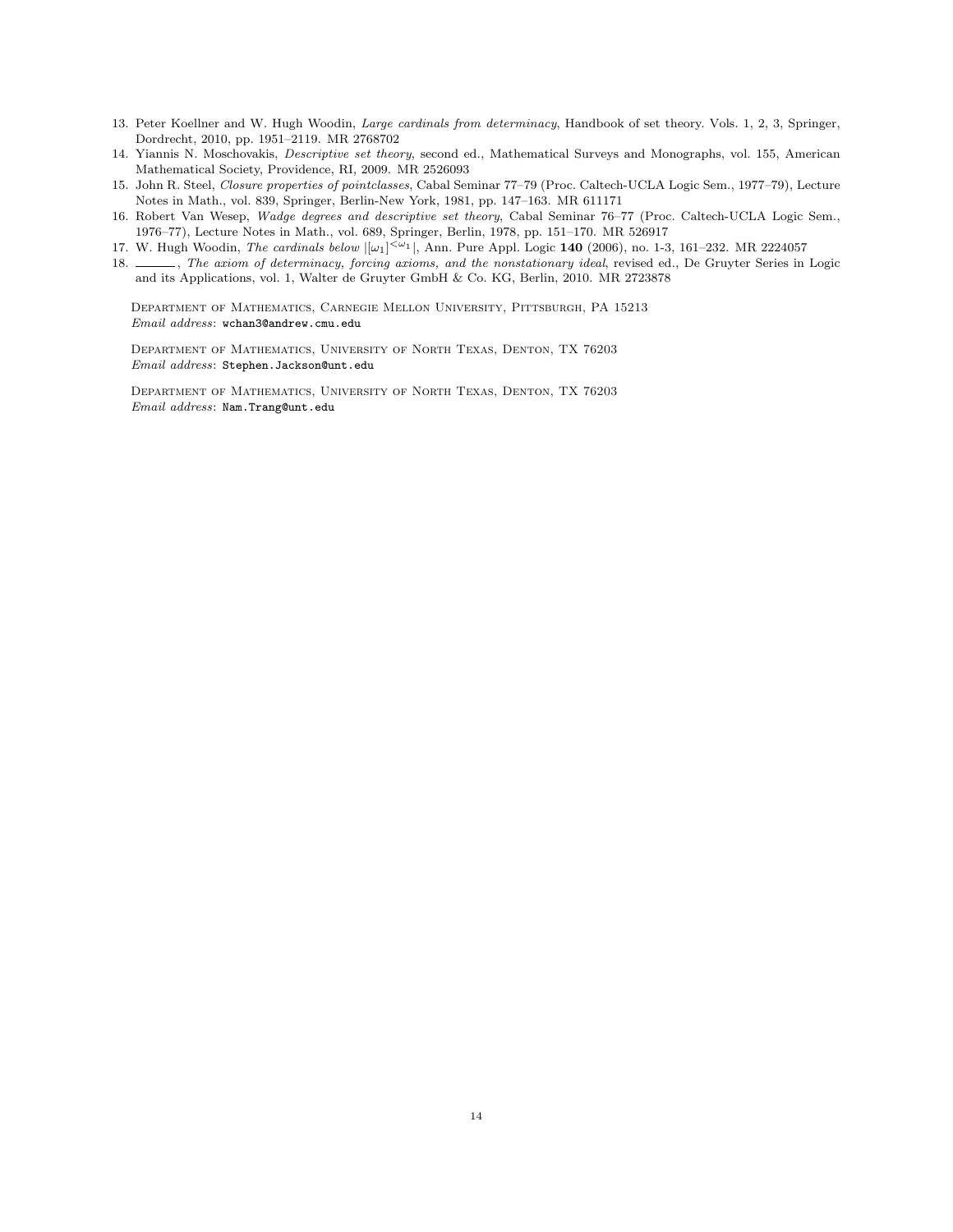13. Peter Koellner and W. Hugh Woodin, *Large cardinals from determinacy*, Handbook of set theory. Vols. 1, 2, 3, Springer, Dordrecht, 2010, pp. 1951–2119. MR 2768702
14. Yiannis N. Moschovakis, *Descriptive set theory*, second ed., Mathematical Surveys and Monographs, vol. 155, American Mathematical Society, Providence, RI, 2009. MR 2526093
15. John R. Steel, *Closure properties of pointclasses*, Cabal Seminar 77–79 (Proc. Caltech-UCLA Logic Sem., 1977–79), Lecture Notes in Math., vol. 839, Springer, Berlin-New York, 1981, pp. 147–163. MR 611171
16. Robert Van Wesep, *Wadge degrees and descriptive set theory*, Cabal Seminar 76–77 (Proc. Caltech-UCLA Logic Sem., 1976–77), Lecture Notes in Math., vol. 689, Springer, Berlin, 1978, pp. 151–170. MR 526917
17. W. Hugh Woodin, *The cardinals below* $|[\omega_1]^{<\omega_1}|$, Ann. Pure Appl. Logic **140** (2006), no. 1-3, 161–232. MR 2224057
18. ———, *The axiom of determinacy, forcing axioms, and the nonstationary ideal*, revised ed., De Gruyter Series in Logic and its Applications, vol. 1, Walter de Gruyter GmbH & Co. KG, Berlin, 2010. MR 2723878

Department of Mathematics, Carnegie Mellon University, Pittsburgh, PA 15213
*Email address*: wchan3@andrew.cmu.edu

Department of Mathematics, University of North Texas, Denton, TX 76203
*Email address*: Stephen.Jackson@unt.edu

Department of Mathematics, University of North Texas, Denton, TX 76203
*Email address*: Nam.Trang@unt.edu